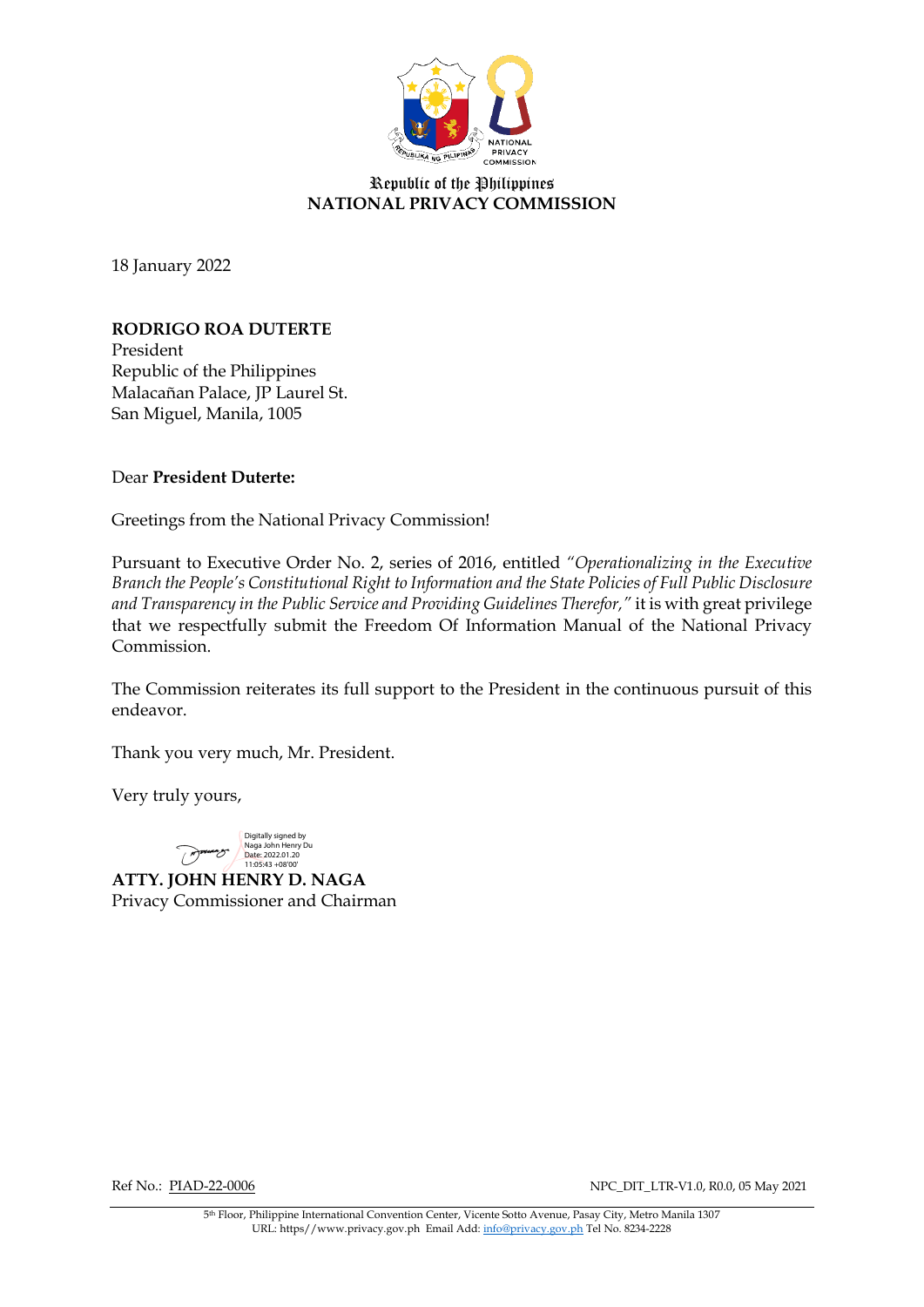Republic of the Philippines
**NATIONAL PRIVACY COMMISSION**

18 January 2022

**RODRIGO ROA DUTERTE**
President
Republic of the Philippines
Malacañan Palace, JP Laurel St.
San Miguel, Manila, 1005

Dear **President Duterte:**

Greetings from the National Privacy Commission!

Pursuant to Executive Order No. 2, series of 2016, entitled *"Operationalizing in the Executive Branch the People's Constitutional Right to Information and the State Policies of Full Public Disclosure and Transparency in the Public Service and Providing Guidelines Therefor,"* it is with great privilege that we respectfully submit the Freedom Of Information Manual of the National Privacy Commission.

The Commission reiterates its full support to the President in the continuous pursuit of this endeavor.

Thank you very much, Mr. President.

Very truly yours,

Digitally signed by Naga John Henry Du
Date: 2022.01.20 11:05:43 +08'00'

**ATTY. JOHN HENRY D. NAGA**
Privacy Commissioner and Chairman

Ref No.: PIAD-22-0006

NPC_DIT_LTR-V1.0, R0.0, 05 May 2021

5th Floor, Philippine International Convention Center, Vicente Sotto Avenue, Pasay City, Metro Manila 1307
URL: https//www.privacy.gov.ph Email Add: info@privacy.gov.ph Tel No. 8234-2228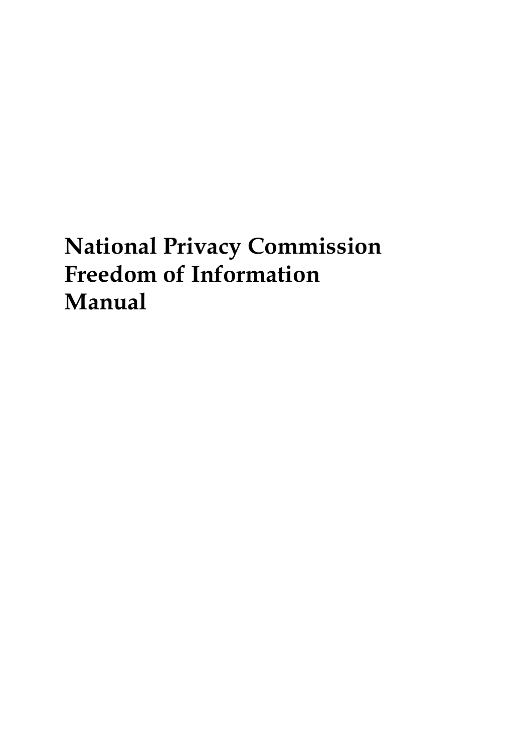# National Privacy Commission Freedom of Information Manual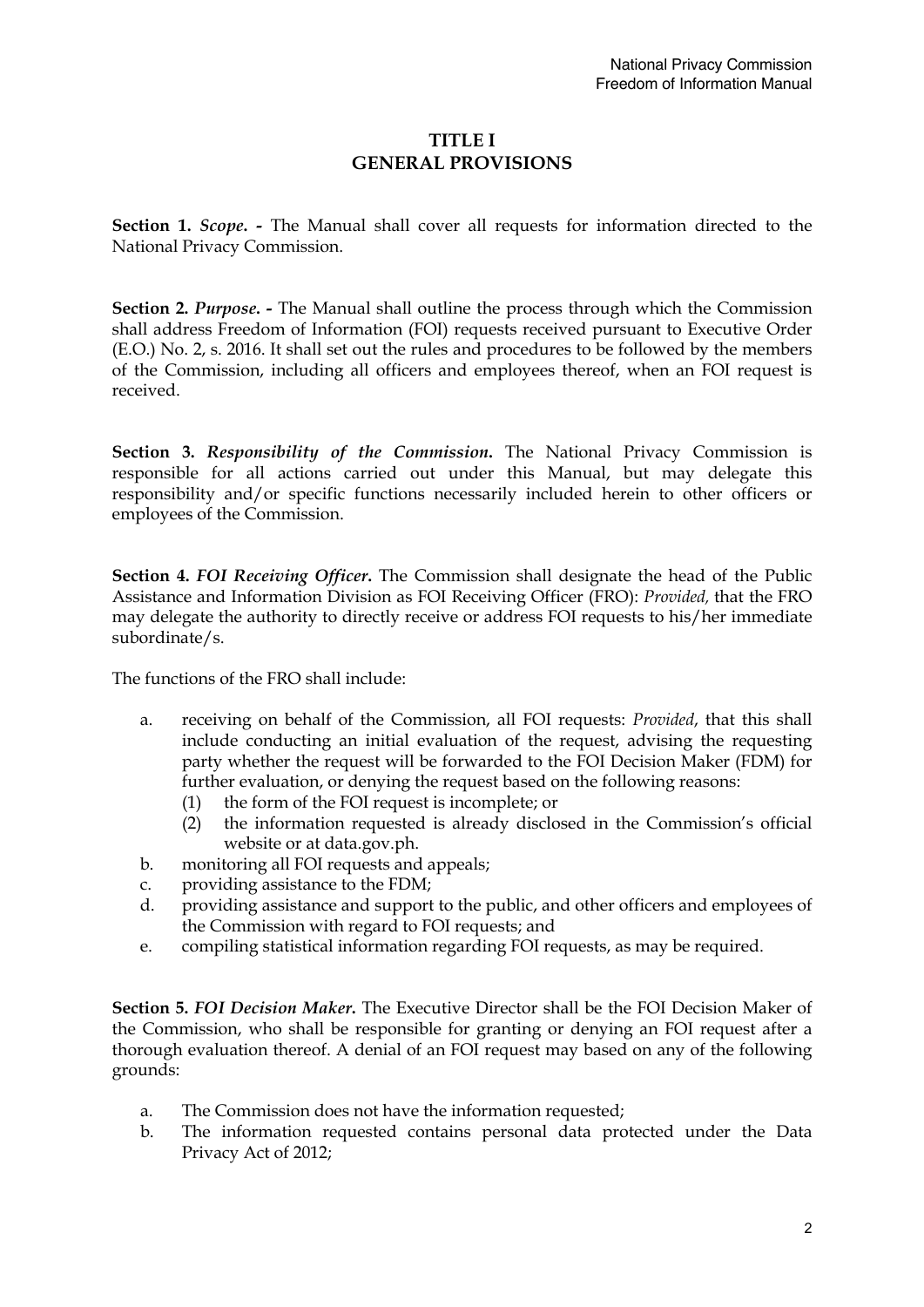# TITLE I
# GENERAL PROVISIONS

**Section 1.** ***Scope.*** **-** The Manual shall cover all requests for information directed to the National Privacy Commission.

**Section 2.** ***Purpose.*** **-** The Manual shall outline the process through which the Commission shall address Freedom of Information (FOI) requests received pursuant to Executive Order (E.O.) No. 2, s. 2016. It shall set out the rules and procedures to be followed by the members of the Commission, including all officers and employees thereof, when an FOI request is received.

**Section 3.** ***Responsibility of the Commission.*** The National Privacy Commission is responsible for all actions carried out under this Manual, but may delegate this responsibility and/or specific functions necessarily included herein to other officers or employees of the Commission.

**Section 4.** ***FOI Receiving Officer.*** The Commission shall designate the head of the Public Assistance and Information Division as FOI Receiving Officer (FRO): *Provided,* that the FRO may delegate the authority to directly receive or address FOI requests to his/her immediate subordinate/s.

The functions of the FRO shall include:

a. receiving on behalf of the Commission, all FOI requests: *Provided*, that this shall include conducting an initial evaluation of the request, advising the requesting party whether the request will be forwarded to the FOI Decision Maker (FDM) for further evaluation, or denying the request based on the following reasons:
   (1) the form of the FOI request is incomplete; or
   (2) the information requested is already disclosed in the Commission's official website or at data.gov.ph.
b. monitoring all FOI requests and appeals;
c. providing assistance to the FDM;
d. providing assistance and support to the public, and other officers and employees of the Commission with regard to FOI requests; and
e. compiling statistical information regarding FOI requests, as may be required.

**Section 5.** ***FOI Decision Maker.*** The Executive Director shall be the FOI Decision Maker of the Commission, who shall be responsible for granting or denying an FOI request after a thorough evaluation thereof. A denial of an FOI request may based on any of the following grounds:

a. The Commission does not have the information requested;
b. The information requested contains personal data protected under the Data Privacy Act of 2012;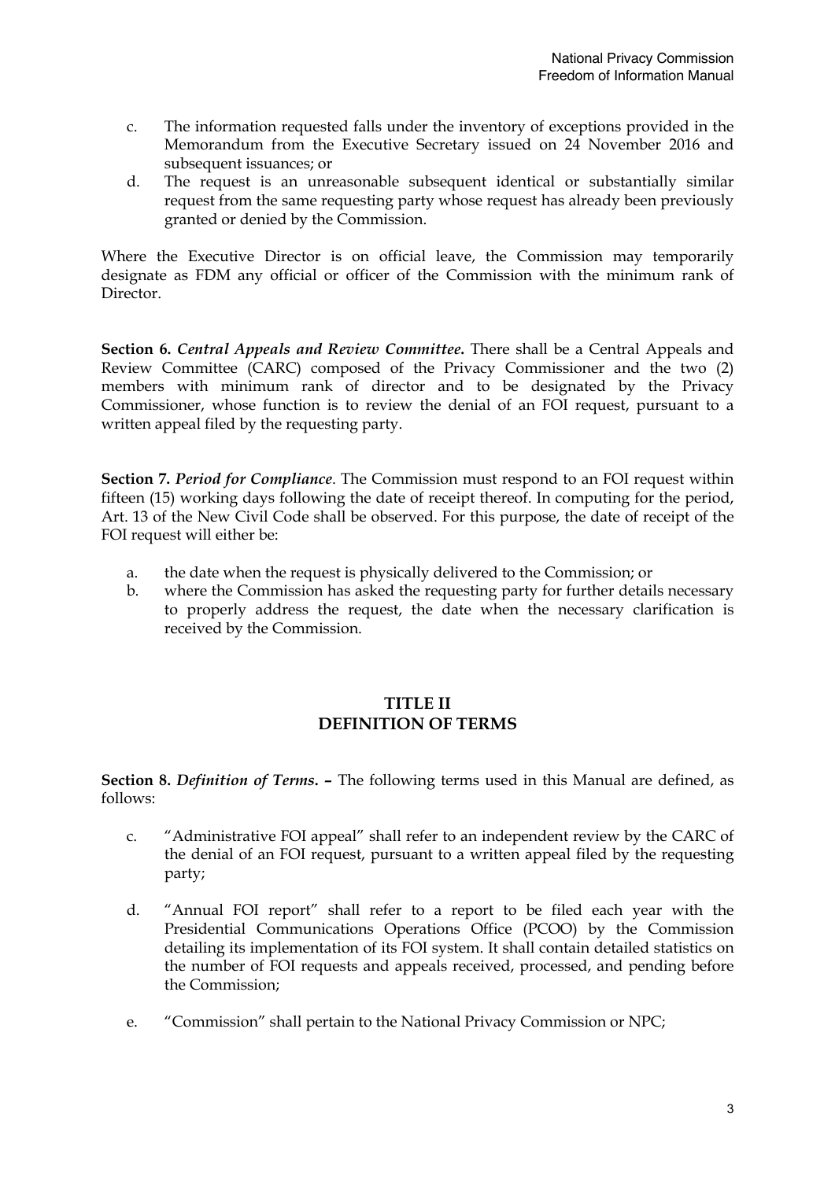c. The information requested falls under the inventory of exceptions provided in the Memorandum from the Executive Secretary issued on 24 November 2016 and subsequent issuances; or
d. The request is an unreasonable subsequent identical or substantially similar request from the same requesting party whose request has already been previously granted or denied by the Commission.

Where the Executive Director is on official leave, the Commission may temporarily designate as FDM any official or officer of the Commission with the minimum rank of Director.

**Section 6.** ***Central Appeals and Review Committee.*** There shall be a Central Appeals and Review Committee (CARC) composed of the Privacy Commissioner and the two (2) members with minimum rank of director and to be designated by the Privacy Commissioner, whose function is to review the denial of an FOI request, pursuant to a written appeal filed by the requesting party.

**Section 7.** ***Period for Compliance***. The Commission must respond to an FOI request within fifteen (15) working days following the date of receipt thereof. In computing for the period, Art. 13 of the New Civil Code shall be observed. For this purpose, the date of receipt of the FOI request will either be:

a. the date when the request is physically delivered to the Commission; or
b. where the Commission has asked the requesting party for further details necessary to properly address the request, the date when the necessary clarification is received by the Commission.

## TITLE II
## DEFINITION OF TERMS

**Section 8.** ***Definition of Terms***. **–** The following terms used in this Manual are defined, as follows:

c. "Administrative FOI appeal" shall refer to an independent review by the CARC of the denial of an FOI request, pursuant to a written appeal filed by the requesting party;

d. "Annual FOI report" shall refer to a report to be filed each year with the Presidential Communications Operations Office (PCOO) by the Commission detailing its implementation of its FOI system. It shall contain detailed statistics on the number of FOI requests and appeals received, processed, and pending before the Commission;

e. "Commission" shall pertain to the National Privacy Commission or NPC;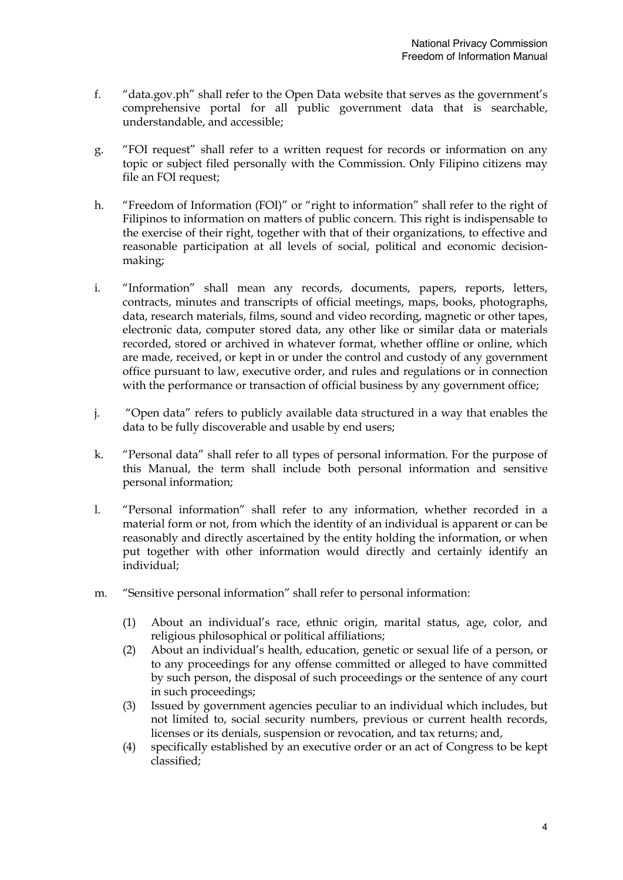f. "data.gov.ph" shall refer to the Open Data website that serves as the government's comprehensive portal for all public government data that is searchable, understandable, and accessible;

g. "FOI request" shall refer to a written request for records or information on any topic or subject filed personally with the Commission. Only Filipino citizens may file an FOI request;

h. "Freedom of Information (FOI)" or "right to information" shall refer to the right of Filipinos to information on matters of public concern. This right is indispensable to the exercise of their right, together with that of their organizations, to effective and reasonable participation at all levels of social, political and economic decision-making;

i. "Information" shall mean any records, documents, papers, reports, letters, contracts, minutes and transcripts of official meetings, maps, books, photographs, data, research materials, films, sound and video recording, magnetic or other tapes, electronic data, computer stored data, any other like or similar data or materials recorded, stored or archived in whatever format, whether offline or online, which are made, received, or kept in or under the control and custody of any government office pursuant to law, executive order, and rules and regulations or in connection with the performance or transaction of official business by any government office;

j. "Open data" refers to publicly available data structured in a way that enables the data to be fully discoverable and usable by end users;

k. "Personal data" shall refer to all types of personal information. For the purpose of this Manual, the term shall include both personal information and sensitive personal information;

l. "Personal information" shall refer to any information, whether recorded in a material form or not, from which the identity of an individual is apparent or can be reasonably and directly ascertained by the entity holding the information, or when put together with other information would directly and certainly identify an individual;

m. "Sensitive personal information" shall refer to personal information:

   (1) About an individual's race, ethnic origin, marital status, age, color, and religious philosophical or political affiliations;
   (2) About an individual's health, education, genetic or sexual life of a person, or to any proceedings for any offense committed or alleged to have committed by such person, the disposal of such proceedings or the sentence of any court in such proceedings;
   (3) Issued by government agencies peculiar to an individual which includes, but not limited to, social security numbers, previous or current health records, licenses or its denials, suspension or revocation, and tax returns; and,
   (4) specifically established by an executive order or an act of Congress to be kept classified;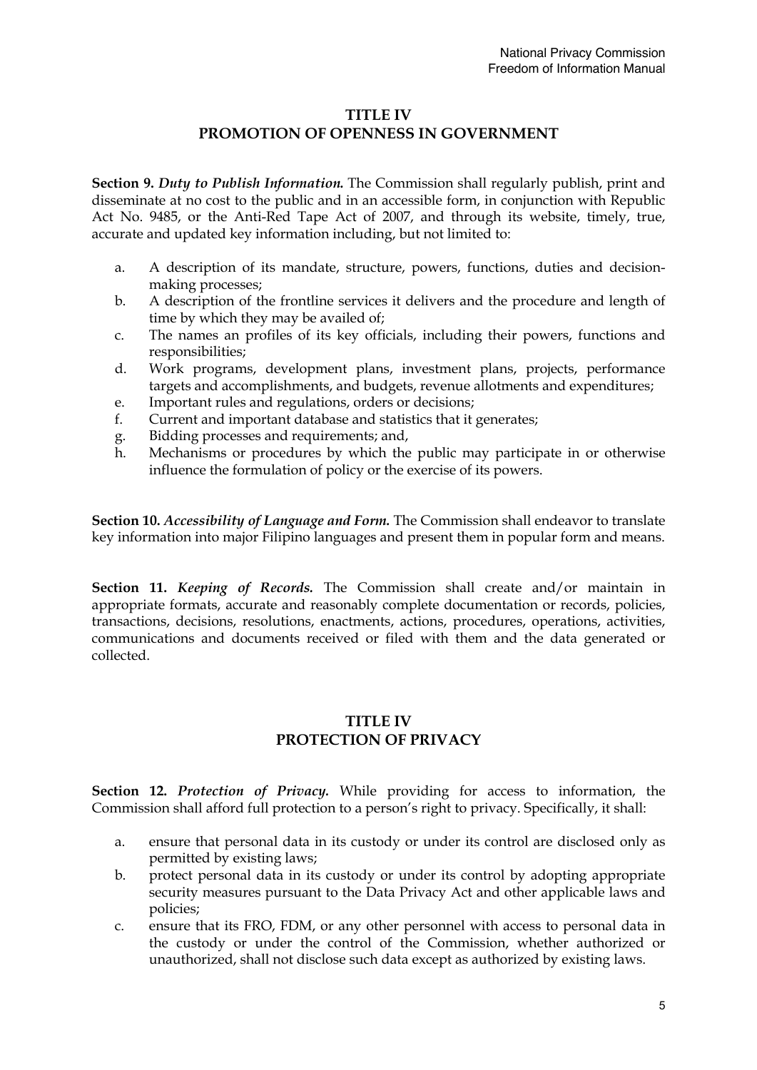## TITLE IV
## PROMOTION OF OPENNESS IN GOVERNMENT

**Section 9.** ***Duty to Publish Information.*** The Commission shall regularly publish, print and disseminate at no cost to the public and in an accessible form, in conjunction with Republic Act No. 9485, or the Anti-Red Tape Act of 2007, and through its website, timely, true, accurate and updated key information including, but not limited to:

a. A description of its mandate, structure, powers, functions, duties and decision-making processes;
b. A description of the frontline services it delivers and the procedure and length of time by which they may be availed of;
c. The names an profiles of its key officials, including their powers, functions and responsibilities;
d. Work programs, development plans, investment plans, projects, performance targets and accomplishments, and budgets, revenue allotments and expenditures;
e. Important rules and regulations, orders or decisions;
f. Current and important database and statistics that it generates;
g. Bidding processes and requirements; and,
h. Mechanisms or procedures by which the public may participate in or otherwise influence the formulation of policy or the exercise of its powers.

**Section 10.** ***Accessibility of Language and Form.*** The Commission shall endeavor to translate key information into major Filipino languages and present them in popular form and means.

**Section 11.** ***Keeping of Records.*** The Commission shall create and/or maintain in appropriate formats, accurate and reasonably complete documentation or records, policies, transactions, decisions, resolutions, enactments, actions, procedures, operations, activities, communications and documents received or filed with them and the data generated or collected.

## TITLE IV
## PROTECTION OF PRIVACY

**Section 12.** ***Protection of Privacy.*** While providing for access to information, the Commission shall afford full protection to a person's right to privacy. Specifically, it shall:

a. ensure that personal data in its custody or under its control are disclosed only as permitted by existing laws;
b. protect personal data in its custody or under its control by adopting appropriate security measures pursuant to the Data Privacy Act and other applicable laws and policies;
c. ensure that its FRO, FDM, or any other personnel with access to personal data in the custody or under the control of the Commission, whether authorized or unauthorized, shall not disclose such data except as authorized by existing laws.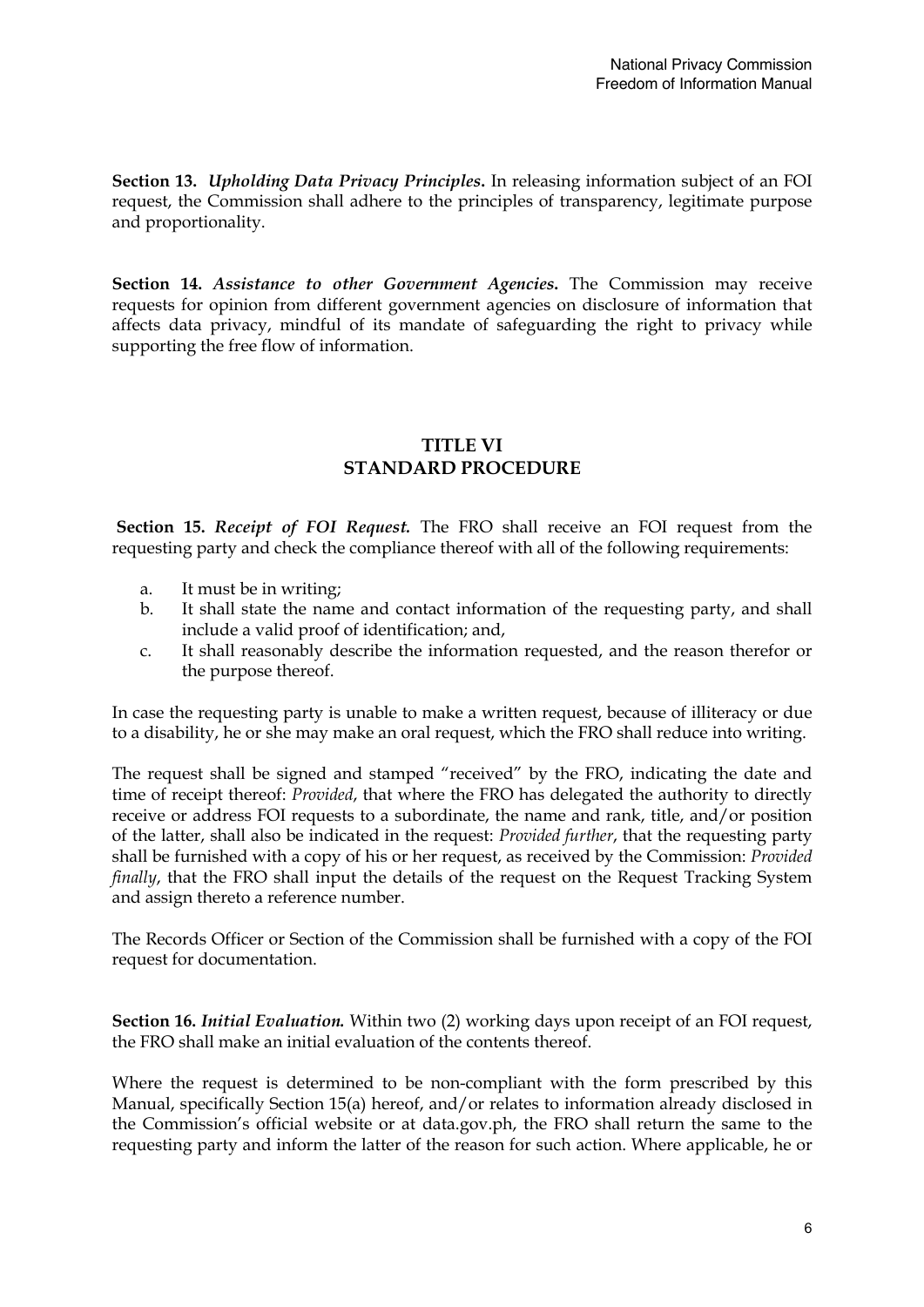**Section 13.** ***Upholding Data Privacy Principles.*** In releasing information subject of an FOI request, the Commission shall adhere to the principles of transparency, legitimate purpose and proportionality.

**Section 14.** ***Assistance to other Government Agencies.*** The Commission may receive requests for opinion from different government agencies on disclosure of information that affects data privacy, mindful of its mandate of safeguarding the right to privacy while supporting the free flow of information.

## TITLE VI
## STANDARD PROCEDURE

**Section 15.** ***Receipt of FOI Request.*** The FRO shall receive an FOI request from the requesting party and check the compliance thereof with all of the following requirements:

a. It must be in writing;
b. It shall state the name and contact information of the requesting party, and shall include a valid proof of identification; and,
c. It shall reasonably describe the information requested, and the reason therefor or the purpose thereof.

In case the requesting party is unable to make a written request, because of illiteracy or due to a disability, he or she may make an oral request, which the FRO shall reduce into writing.

The request shall be signed and stamped "received" by the FRO, indicating the date and time of receipt thereof: *Provided*, that where the FRO has delegated the authority to directly receive or address FOI requests to a subordinate, the name and rank, title, and/or position of the latter, shall also be indicated in the request: *Provided further*, that the requesting party shall be furnished with a copy of his or her request, as received by the Commission: *Provided finally*, that the FRO shall input the details of the request on the Request Tracking System and assign thereto a reference number.

The Records Officer or Section of the Commission shall be furnished with a copy of the FOI request for documentation.

**Section 16.** ***Initial Evaluation.*** Within two (2) working days upon receipt of an FOI request, the FRO shall make an initial evaluation of the contents thereof.

Where the request is determined to be non-compliant with the form prescribed by this Manual, specifically Section 15(a) hereof, and/or relates to information already disclosed in the Commission's official website or at data.gov.ph, the FRO shall return the same to the requesting party and inform the latter of the reason for such action. Where applicable, he or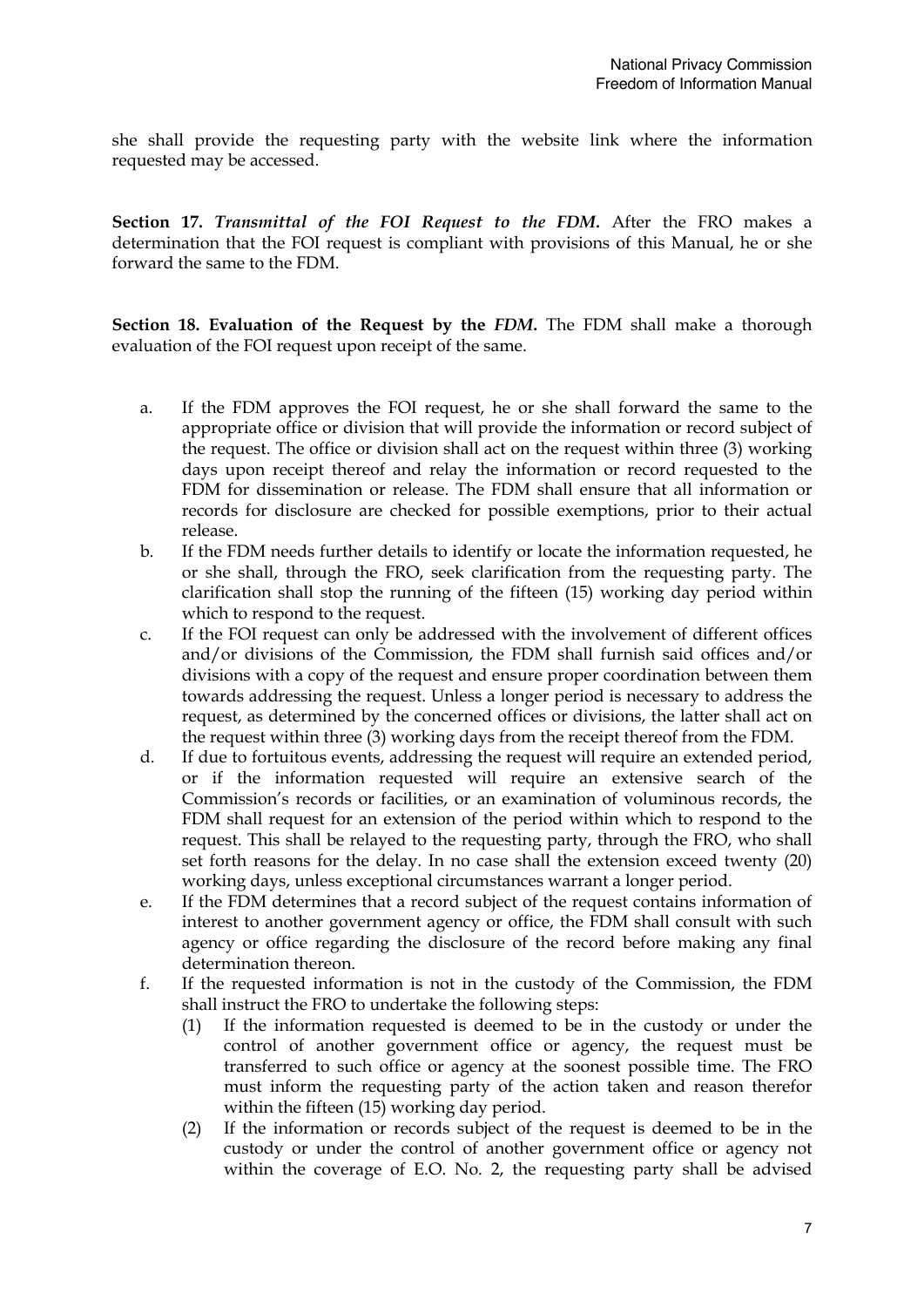she shall provide the requesting party with the website link where the information requested may be accessed.

**Section 17.** ***Transmittal of the FOI Request to the FDM.*** After the FRO makes a determination that the FOI request is compliant with provisions of this Manual, he or she forward the same to the FDM.

**Section 18. Evaluation of the Request by the *FDM*.** The FDM shall make a thorough evaluation of the FOI request upon receipt of the same.

a. If the FDM approves the FOI request, he or she shall forward the same to the appropriate office or division that will provide the information or record subject of the request. The office or division shall act on the request within three (3) working days upon receipt thereof and relay the information or record requested to the FDM for dissemination or release. The FDM shall ensure that all information or records for disclosure are checked for possible exemptions, prior to their actual release.

b. If the FDM needs further details to identify or locate the information requested, he or she shall, through the FRO, seek clarification from the requesting party. The clarification shall stop the running of the fifteen (15) working day period within which to respond to the request.

c. If the FOI request can only be addressed with the involvement of different offices and/or divisions of the Commission, the FDM shall furnish said offices and/or divisions with a copy of the request and ensure proper coordination between them towards addressing the request. Unless a longer period is necessary to address the request, as determined by the concerned offices or divisions, the latter shall act on the request within three (3) working days from the receipt thereof from the FDM.

d. If due to fortuitous events, addressing the request will require an extended period, or if the information requested will require an extensive search of the Commission's records or facilities, or an examination of voluminous records, the FDM shall request for an extension of the period within which to respond to the request. This shall be relayed to the requesting party, through the FRO, who shall set forth reasons for the delay. In no case shall the extension exceed twenty (20) working days, unless exceptional circumstances warrant a longer period.

e. If the FDM determines that a record subject of the request contains information of interest to another government agency or office, the FDM shall consult with such agency or office regarding the disclosure of the record before making any final determination thereon.

f. If the requested information is not in the custody of the Commission, the FDM shall instruct the FRO to undertake the following steps:

   (1) If the information requested is deemed to be in the custody or under the control of another government office or agency, the request must be transferred to such office or agency at the soonest possible time. The FRO must inform the requesting party of the action taken and reason therefor within the fifteen (15) working day period.

   (2) If the information or records subject of the request is deemed to be in the custody or under the control of another government office or agency not within the coverage of E.O. No. 2, the requesting party shall be advised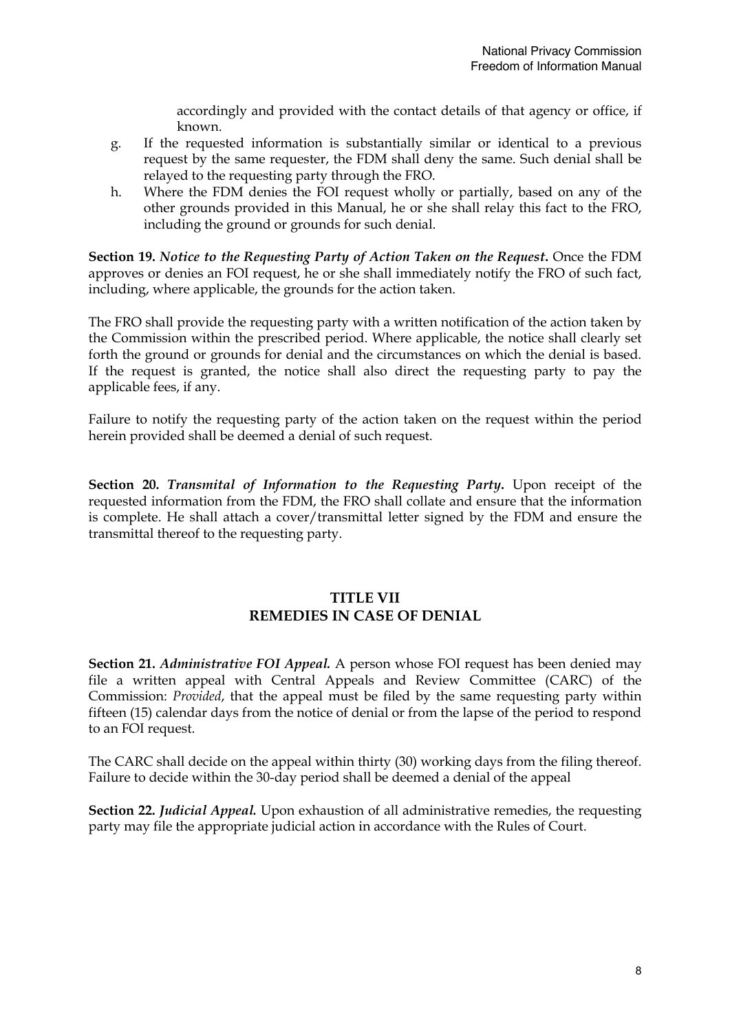accordingly and provided with the contact details of that agency or office, if known.

g. If the requested information is substantially similar or identical to a previous request by the same requester, the FDM shall deny the same. Such denial shall be relayed to the requesting party through the FRO.
h. Where the FDM denies the FOI request wholly or partially, based on any of the other grounds provided in this Manual, he or she shall relay this fact to the FRO, including the ground or grounds for such denial.

**Section 19.** ***Notice to the Requesting Party of Action Taken on the Request.*** Once the FDM approves or denies an FOI request, he or she shall immediately notify the FRO of such fact, including, where applicable, the grounds for the action taken.

The FRO shall provide the requesting party with a written notification of the action taken by the Commission within the prescribed period. Where applicable, the notice shall clearly set forth the ground or grounds for denial and the circumstances on which the denial is based. If the request is granted, the notice shall also direct the requesting party to pay the applicable fees, if any.

Failure to notify the requesting party of the action taken on the request within the period herein provided shall be deemed a denial of such request.

**Section 20.** ***Transmital of Information to the Requesting Party.*** Upon receipt of the requested information from the FDM, the FRO shall collate and ensure that the information is complete. He shall attach a cover/transmittal letter signed by the FDM and ensure the transmittal thereof to the requesting party.

## TITLE VII
## REMEDIES IN CASE OF DENIAL

**Section 21.** ***Administrative FOI Appeal.*** A person whose FOI request has been denied may file a written appeal with Central Appeals and Review Committee (CARC) of the Commission: *Provided*, that the appeal must be filed by the same requesting party within fifteen (15) calendar days from the notice of denial or from the lapse of the period to respond to an FOI request.

The CARC shall decide on the appeal within thirty (30) working days from the filing thereof. Failure to decide within the 30-day period shall be deemed a denial of the appeal

**Section 22.** ***Judicial Appeal.*** Upon exhaustion of all administrative remedies, the requesting party may file the appropriate judicial action in accordance with the Rules of Court.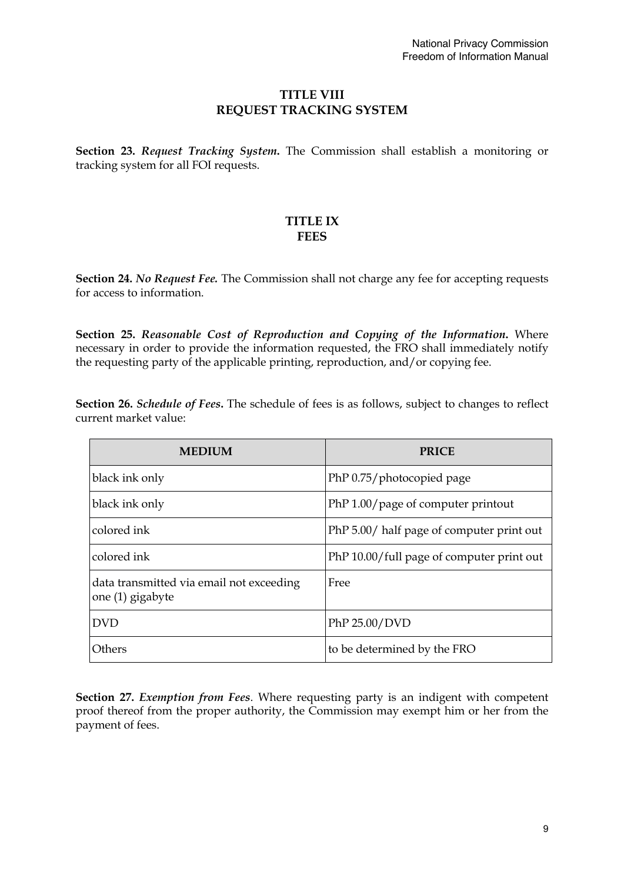## TITLE VIII
## REQUEST TRACKING SYSTEM

**Section 23.** ***Request Tracking System.*** The Commission shall establish a monitoring or tracking system for all FOI requests.

## TITLE IX
## FEES

**Section 24.** ***No Request Fee.*** The Commission shall not charge any fee for accepting requests for access to information.

**Section 25.** ***Reasonable Cost of Reproduction and Copying of the Information.*** Where necessary in order to provide the information requested, the FRO shall immediately notify the requesting party of the applicable printing, reproduction, and/or copying fee.

**Section 26.** ***Schedule of Fees.*** The schedule of fees is as follows, subject to changes to reflect current market value:

| MEDIUM | PRICE |
|---|---|
| black ink only | PhP 0.75/photocopied page |
| black ink only | PhP 1.00/page of computer printout |
| colored ink | PhP 5.00/ half page of computer print out |
| colored ink | PhP 10.00/full page of computer print out |
| data transmitted via email not exceeding one (1) gigabyte | Free |
| DVD | PhP 25.00/DVD |
| Others | to be determined by the FRO |

**Section 27.** ***Exemption from Fees***. Where requesting party is an indigent with competent proof thereof from the proper authority, the Commission may exempt him or her from the payment of fees.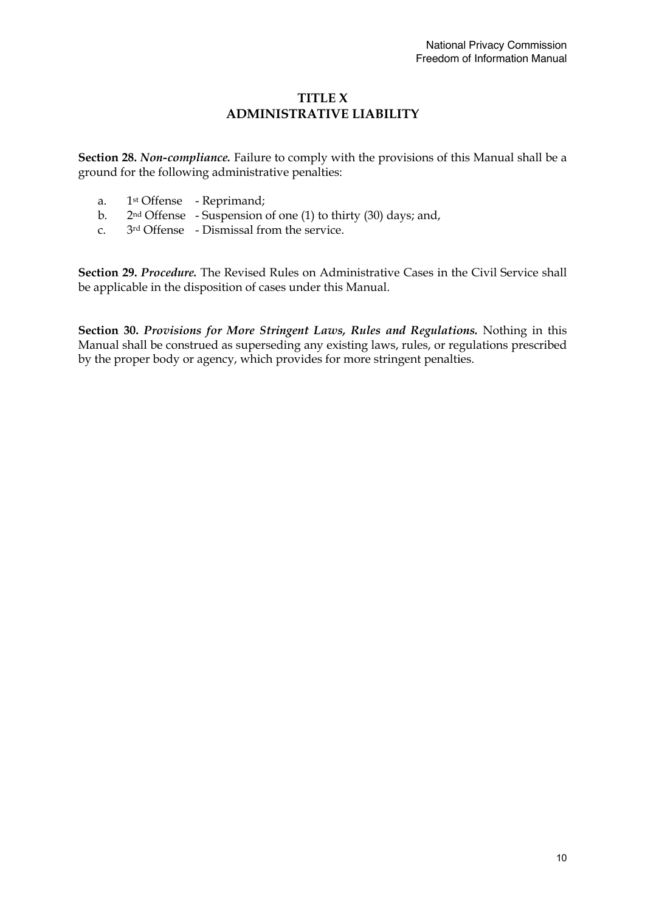# TITLE X
# ADMINISTRATIVE LIABILITY

**Section 28.** ***Non-compliance.*** Failure to comply with the provisions of this Manual shall be a ground for the following administrative penalties:

a. 1st Offense - Reprimand;
b. 2nd Offense - Suspension of one (1) to thirty (30) days; and,
c. 3rd Offense - Dismissal from the service.

**Section 29.** ***Procedure.*** The Revised Rules on Administrative Cases in the Civil Service shall be applicable in the disposition of cases under this Manual.

**Section 30.** ***Provisions for More Stringent Laws, Rules and Regulations.*** Nothing in this Manual shall be construed as superseding any existing laws, rules, or regulations prescribed by the proper body or agency, which provides for more stringent penalties.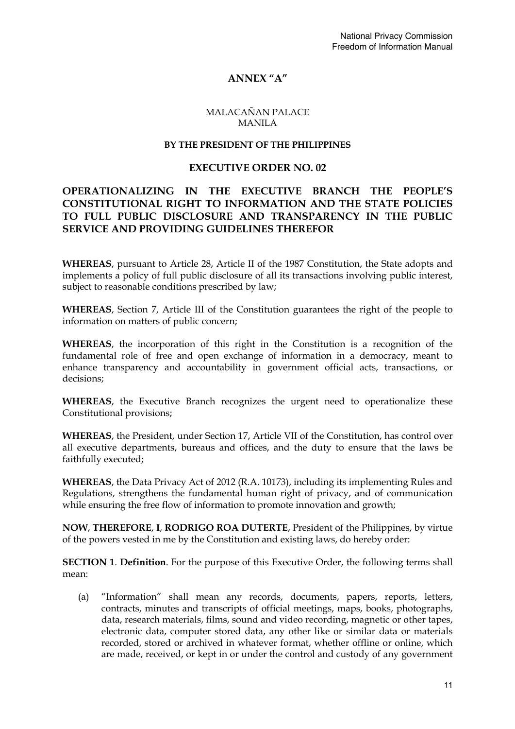## ANNEX "A"

MALACAÑAN PALACE
MANILA

**BY THE PRESIDENT OF THE PHILIPPINES**

### EXECUTIVE ORDER NO. 02

### OPERATIONALIZING IN THE EXECUTIVE BRANCH THE PEOPLE'S CONSTITUTIONAL RIGHT TO INFORMATION AND THE STATE POLICIES TO FULL PUBLIC DISCLOSURE AND TRANSPARENCY IN THE PUBLIC SERVICE AND PROVIDING GUIDELINES THEREFOR

**WHEREAS**, pursuant to Article 28, Article II of the 1987 Constitution, the State adopts and implements a policy of full public disclosure of all its transactions involving public interest, subject to reasonable conditions prescribed by law;

**WHEREAS**, Section 7, Article III of the Constitution guarantees the right of the people to information on matters of public concern;

**WHEREAS**, the incorporation of this right in the Constitution is a recognition of the fundamental role of free and open exchange of information in a democracy, meant to enhance transparency and accountability in government official acts, transactions, or decisions;

**WHEREAS**, the Executive Branch recognizes the urgent need to operationalize these Constitutional provisions;

**WHEREAS**, the President, under Section 17, Article VII of the Constitution, has control over all executive departments, bureaus and offices, and the duty to ensure that the laws be faithfully executed;

**WHEREAS**, the Data Privacy Act of 2012 (R.A. 10173), including its implementing Rules and Regulations, strengthens the fundamental human right of privacy, and of communication while ensuring the free flow of information to promote innovation and growth;

**NOW**, **THEREFORE**, **I**, **RODRIGO ROA DUTERTE**, President of the Philippines, by virtue of the powers vested in me by the Constitution and existing laws, do hereby order:

**SECTION 1**. **Definition**. For the purpose of this Executive Order, the following terms shall mean:

(a) "Information" shall mean any records, documents, papers, reports, letters, contracts, minutes and transcripts of official meetings, maps, books, photographs, data, research materials, films, sound and video recording, magnetic or other tapes, electronic data, computer stored data, any other like or similar data or materials recorded, stored or archived in whatever format, whether offline or online, which are made, received, or kept in or under the control and custody of any government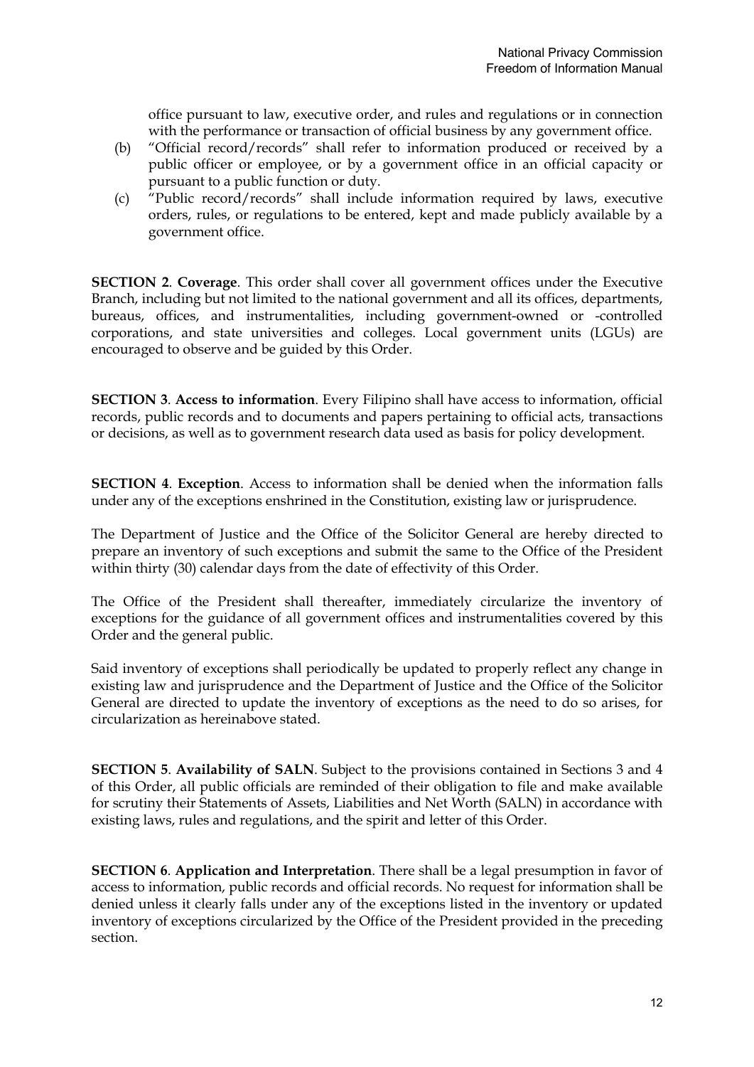office pursuant to law, executive order, and rules and regulations or in connection with the performance or transaction of official business by any government office.

(b) "Official record/records" shall refer to information produced or received by a public officer or employee, or by a government office in an official capacity or pursuant to a public function or duty.

(c) "Public record/records" shall include information required by laws, executive orders, rules, or regulations to be entered, kept and made publicly available by a government office.

**SECTION 2**. **Coverage**. This order shall cover all government offices under the Executive Branch, including but not limited to the national government and all its offices, departments, bureaus, offices, and instrumentalities, including government-owned or -controlled corporations, and state universities and colleges. Local government units (LGUs) are encouraged to observe and be guided by this Order.

**SECTION 3**. **Access to information**. Every Filipino shall have access to information, official records, public records and to documents and papers pertaining to official acts, transactions or decisions, as well as to government research data used as basis for policy development.

**SECTION 4**. **Exception**. Access to information shall be denied when the information falls under any of the exceptions enshrined in the Constitution, existing law or jurisprudence.

The Department of Justice and the Office of the Solicitor General are hereby directed to prepare an inventory of such exceptions and submit the same to the Office of the President within thirty (30) calendar days from the date of effectivity of this Order.

The Office of the President shall thereafter, immediately circularize the inventory of exceptions for the guidance of all government offices and instrumentalities covered by this Order and the general public.

Said inventory of exceptions shall periodically be updated to properly reflect any change in existing law and jurisprudence and the Department of Justice and the Office of the Solicitor General are directed to update the inventory of exceptions as the need to do so arises, for circularization as hereinabove stated.

**SECTION 5**. **Availability of SALN**. Subject to the provisions contained in Sections 3 and 4 of this Order, all public officials are reminded of their obligation to file and make available for scrutiny their Statements of Assets, Liabilities and Net Worth (SALN) in accordance with existing laws, rules and regulations, and the spirit and letter of this Order.

**SECTION 6**. **Application and Interpretation**. There shall be a legal presumption in favor of access to information, public records and official records. No request for information shall be denied unless it clearly falls under any of the exceptions listed in the inventory or updated inventory of exceptions circularized by the Office of the President provided in the preceding section.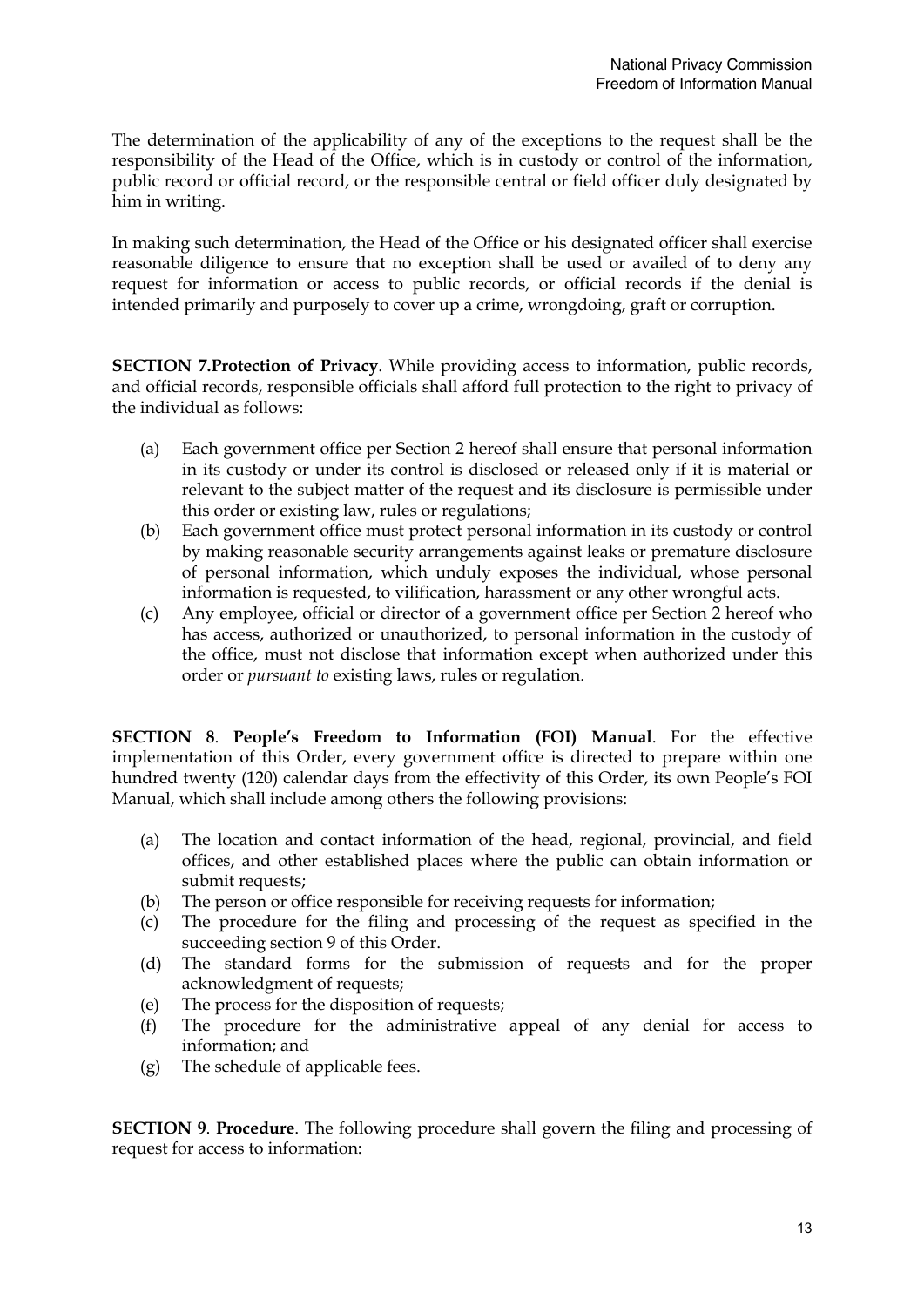The determination of the applicability of any of the exceptions to the request shall be the responsibility of the Head of the Office, which is in custody or control of the information, public record or official record, or the responsible central or field officer duly designated by him in writing.

In making such determination, the Head of the Office or his designated officer shall exercise reasonable diligence to ensure that no exception shall be used or availed of to deny any request for information or access to public records, or official records if the denial is intended primarily and purposely to cover up a crime, wrongdoing, graft or corruption.

**SECTION 7.Protection of Privacy**. While providing access to information, public records, and official records, responsible officials shall afford full protection to the right to privacy of the individual as follows:

(a) Each government office per Section 2 hereof shall ensure that personal information in its custody or under its control is disclosed or released only if it is material or relevant to the subject matter of the request and its disclosure is permissible under this order or existing law, rules or regulations;
(b) Each government office must protect personal information in its custody or control by making reasonable security arrangements against leaks or premature disclosure of personal information, which unduly exposes the individual, whose personal information is requested, to vilification, harassment or any other wrongful acts.
(c) Any employee, official or director of a government office per Section 2 hereof who has access, authorized or unauthorized, to personal information in the custody of the office, must not disclose that information except when authorized under this order or *pursuant to* existing laws, rules or regulation.

**SECTION 8**. **People's Freedom to Information (FOI) Manual**. For the effective implementation of this Order, every government office is directed to prepare within one hundred twenty (120) calendar days from the effectivity of this Order, its own People's FOI Manual, which shall include among others the following provisions:

(a) The location and contact information of the head, regional, provincial, and field offices, and other established places where the public can obtain information or submit requests;
(b) The person or office responsible for receiving requests for information;
(c) The procedure for the filing and processing of the request as specified in the succeeding section 9 of this Order.
(d) The standard forms for the submission of requests and for the proper acknowledgment of requests;
(e) The process for the disposition of requests;
(f) The procedure for the administrative appeal of any denial for access to information; and
(g) The schedule of applicable fees.

**SECTION 9**. **Procedure**. The following procedure shall govern the filing and processing of request for access to information: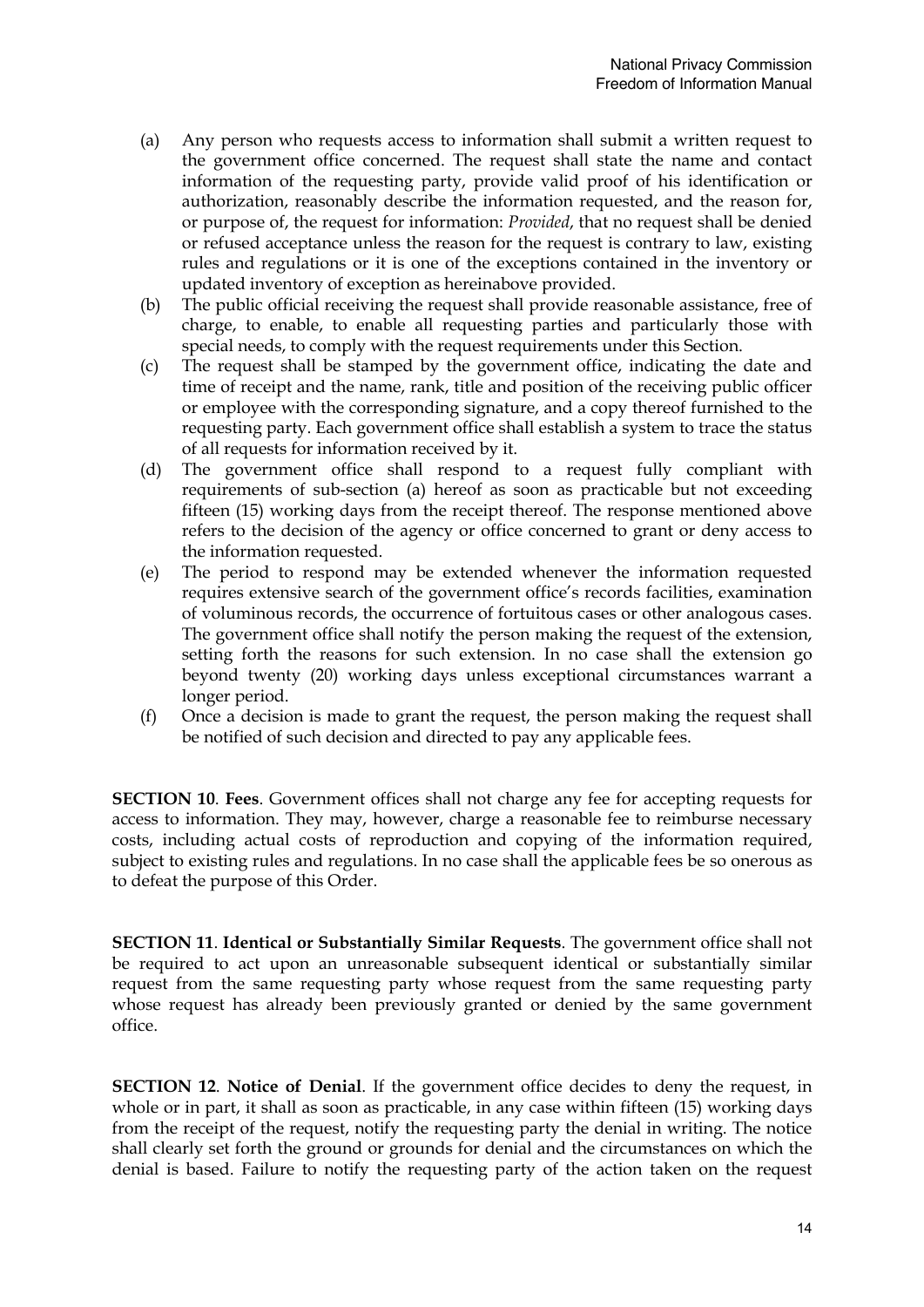(a) Any person who requests access to information shall submit a written request to the government office concerned. The request shall state the name and contact information of the requesting party, provide valid proof of his identification or authorization, reasonably describe the information requested, and the reason for, or purpose of, the request for information: *Provided*, that no request shall be denied or refused acceptance unless the reason for the request is contrary to law, existing rules and regulations or it is one of the exceptions contained in the inventory or updated inventory of exception as hereinabove provided.

(b) The public official receiving the request shall provide reasonable assistance, free of charge, to enable, to enable all requesting parties and particularly those with special needs, to comply with the request requirements under this Section.

(c) The request shall be stamped by the government office, indicating the date and time of receipt and the name, rank, title and position of the receiving public officer or employee with the corresponding signature, and a copy thereof furnished to the requesting party. Each government office shall establish a system to trace the status of all requests for information received by it.

(d) The government office shall respond to a request fully compliant with requirements of sub-section (a) hereof as soon as practicable but not exceeding fifteen (15) working days from the receipt thereof. The response mentioned above refers to the decision of the agency or office concerned to grant or deny access to the information requested.

(e) The period to respond may be extended whenever the information requested requires extensive search of the government office's records facilities, examination of voluminous records, the occurrence of fortuitous cases or other analogous cases. The government office shall notify the person making the request of the extension, setting forth the reasons for such extension. In no case shall the extension go beyond twenty (20) working days unless exceptional circumstances warrant a longer period.

(f) Once a decision is made to grant the request, the person making the request shall be notified of such decision and directed to pay any applicable fees.

**SECTION 10**. **Fees**. Government offices shall not charge any fee for accepting requests for access to information. They may, however, charge a reasonable fee to reimburse necessary costs, including actual costs of reproduction and copying of the information required, subject to existing rules and regulations. In no case shall the applicable fees be so onerous as to defeat the purpose of this Order.

**SECTION 11**. **Identical or Substantially Similar Requests**. The government office shall not be required to act upon an unreasonable subsequent identical or substantially similar request from the same requesting party whose request from the same requesting party whose request has already been previously granted or denied by the same government office.

**SECTION 12**. **Notice of Denial**. If the government office decides to deny the request, in whole or in part, it shall as soon as practicable, in any case within fifteen (15) working days from the receipt of the request, notify the requesting party the denial in writing. The notice shall clearly set forth the ground or grounds for denial and the circumstances on which the denial is based. Failure to notify the requesting party of the action taken on the request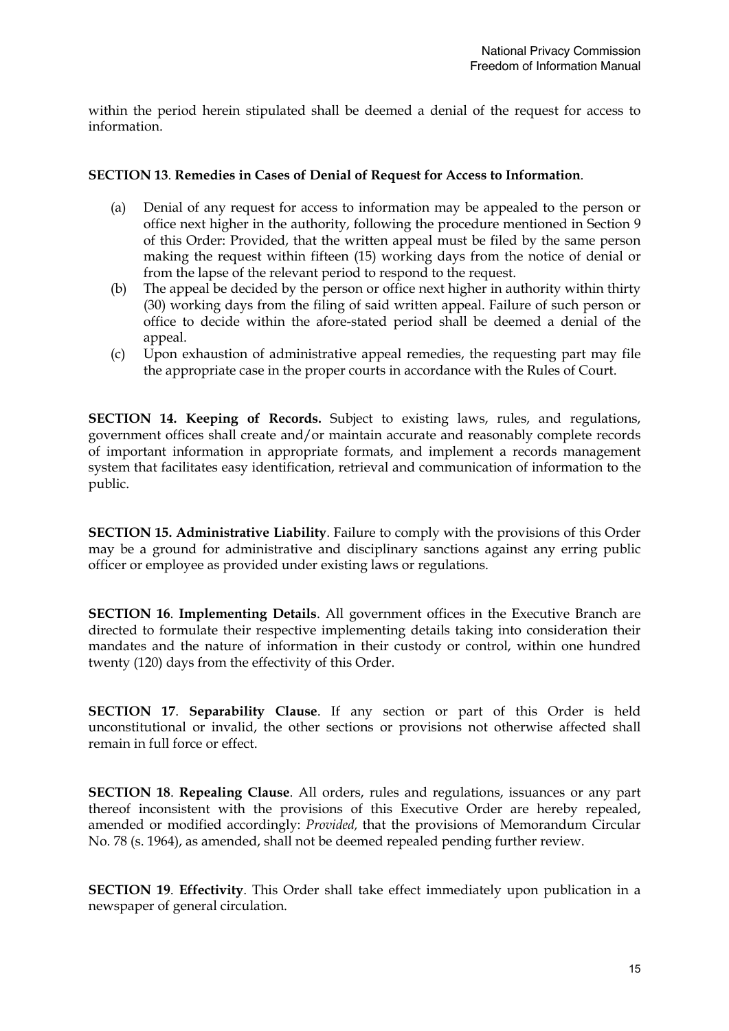within the period herein stipulated shall be deemed a denial of the request for access to information.

**SECTION 13**. **Remedies in Cases of Denial of Request for Access to Information**.

(a) Denial of any request for access to information may be appealed to the person or office next higher in the authority, following the procedure mentioned in Section 9 of this Order: Provided, that the written appeal must be filed by the same person making the request within fifteen (15) working days from the notice of denial or from the lapse of the relevant period to respond to the request.

(b) The appeal be decided by the person or office next higher in authority within thirty (30) working days from the filing of said written appeal. Failure of such person or office to decide within the afore-stated period shall be deemed a denial of the appeal.

(c) Upon exhaustion of administrative appeal remedies, the requesting part may file the appropriate case in the proper courts in accordance with the Rules of Court.

**SECTION 14. Keeping of Records.** Subject to existing laws, rules, and regulations, government offices shall create and/or maintain accurate and reasonably complete records of important information in appropriate formats, and implement a records management system that facilitates easy identification, retrieval and communication of information to the public.

**SECTION 15. Administrative Liability**. Failure to comply with the provisions of this Order may be a ground for administrative and disciplinary sanctions against any erring public officer or employee as provided under existing laws or regulations.

**SECTION 16**. **Implementing Details**. All government offices in the Executive Branch are directed to formulate their respective implementing details taking into consideration their mandates and the nature of information in their custody or control, within one hundred twenty (120) days from the effectivity of this Order.

**SECTION 17**. **Separability Clause**. If any section or part of this Order is held unconstitutional or invalid, the other sections or provisions not otherwise affected shall remain in full force or effect.

**SECTION 18**. **Repealing Clause**. All orders, rules and regulations, issuances or any part thereof inconsistent with the provisions of this Executive Order are hereby repealed, amended or modified accordingly: *Provided,* that the provisions of Memorandum Circular No. 78 (s. 1964), as amended, shall not be deemed repealed pending further review.

**SECTION 19**. **Effectivity**. This Order shall take effect immediately upon publication in a newspaper of general circulation.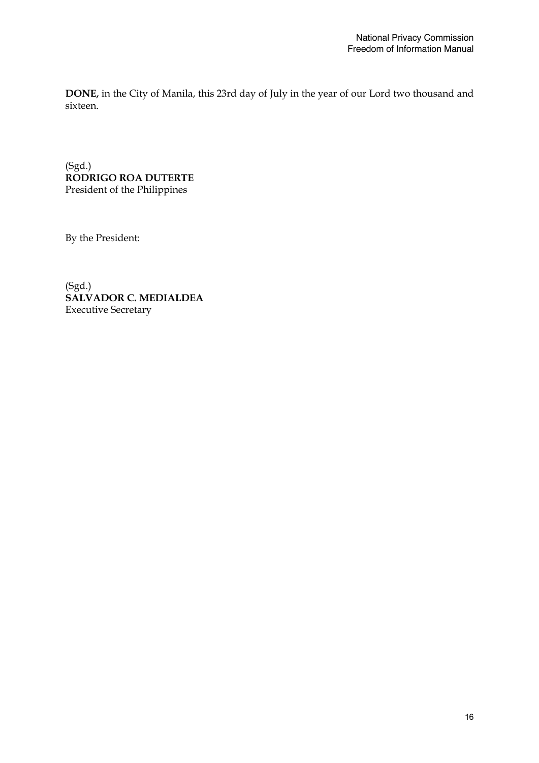**DONE,** in the City of Manila, this 23rd day of July in the year of our Lord two thousand and sixteen.

(Sgd.)
**RODRIGO ROA DUTERTE**
President of the Philippines

By the President:

(Sgd.)
**SALVADOR C. MEDIALDEA**
Executive Secretary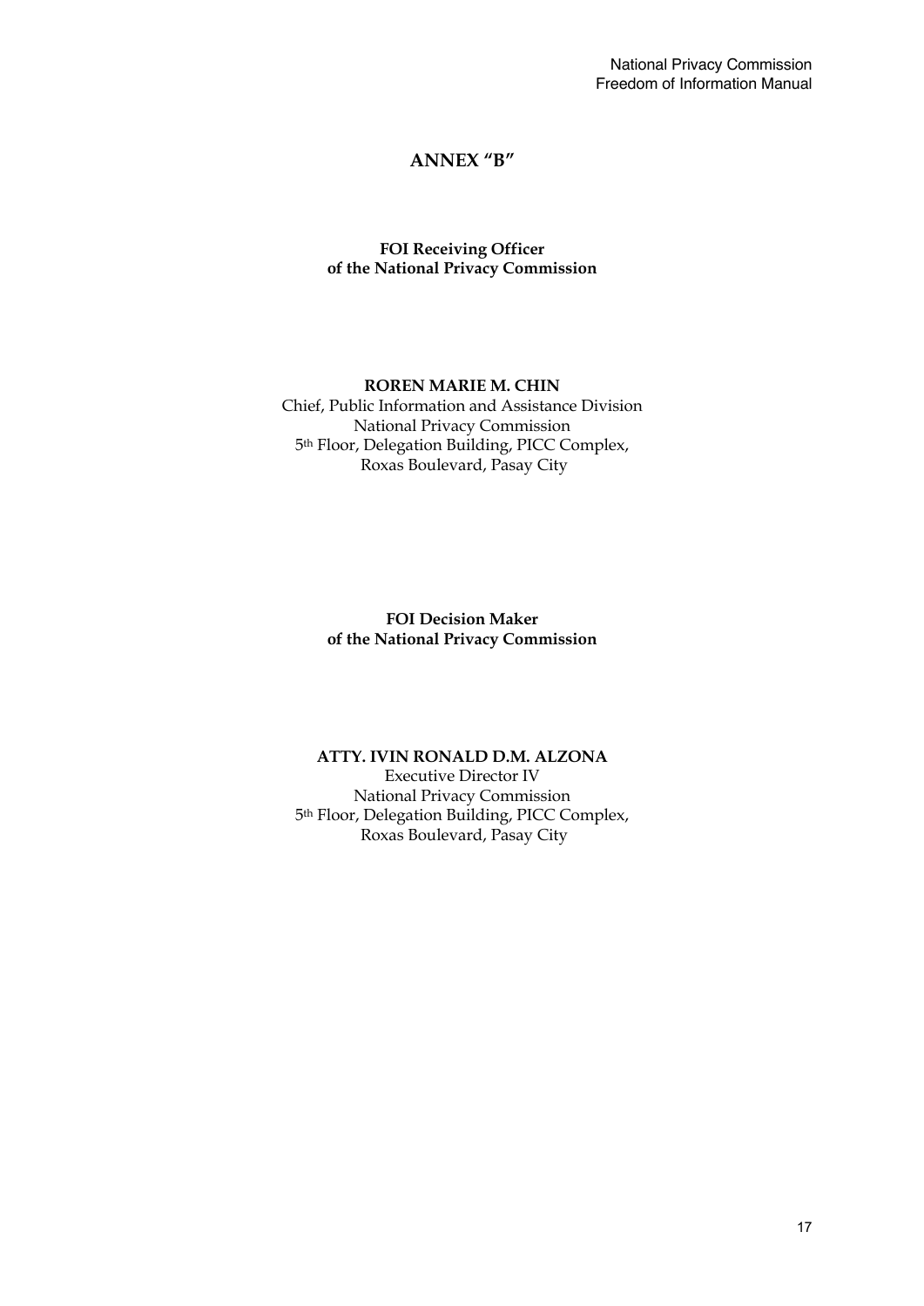# ANNEX "B"

**FOI Receiving Officer**
**of the National Privacy Commission**

**RORDEN MARIE M. CHIN**

Chief, Public Information and Assistance Division
National Privacy Commission
5th Floor, Delegation Building, PICC Complex,
Roxas Boulevard, Pasay City

**FOI Decision Maker**
**of the National Privacy Commission**

**ATTY. IVIN RONALD D.M. ALZONA**

Executive Director IV
National Privacy Commission
5th Floor, Delegation Building, PICC Complex,
Roxas Boulevard, Pasay City

# ANNEX "B"

**FOI Receiving Officer**
**of the National Privacy Commission**

**ROREN MARIE M. CHIN**

Chief, Public Information and Assistance Division
National Privacy Commission
5th Floor, Delegation Building, PICC Complex,
Roxas Boulevard, Pasay City

**FOI Decision Maker**
**of the National Privacy Commission**

**ATTY. IVIN RONALD D.M. ALZONA**

Executive Director IV
National Privacy Commission
5th Floor, Delegation Building, PICC Complex,
Roxas Boulevard, Pasay City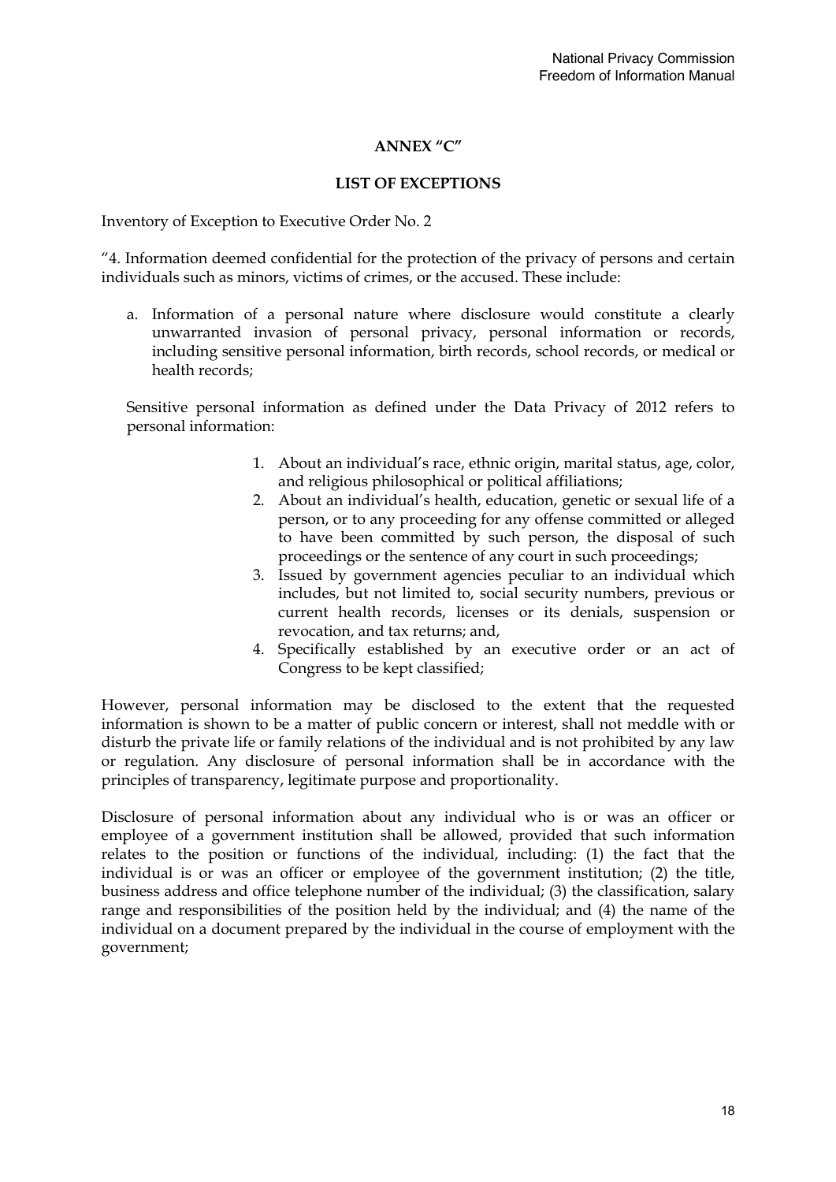## ANNEX "C"

## LIST OF EXCEPTIONS

Inventory of Exception to Executive Order No. 2

"4. Information deemed confidential for the protection of the privacy of persons and certain individuals such as minors, victims of crimes, or the accused. These include:

a. Information of a personal nature where disclosure would constitute a clearly unwarranted invasion of personal privacy, personal information or records, including sensitive personal information, birth records, school records, or medical or health records;

Sensitive personal information as defined under the Data Privacy of 2012 refers to personal information:

1. About an individual's race, ethnic origin, marital status, age, color, and religious philosophical or political affiliations;
2. About an individual's health, education, genetic or sexual life of a person, or to any proceeding for any offense committed or alleged to have been committed by such person, the disposal of such proceedings or the sentence of any court in such proceedings;
3. Issued by government agencies peculiar to an individual which includes, but not limited to, social security numbers, previous or current health records, licenses or its denials, suspension or revocation, and tax returns; and,
4. Specifically established by an executive order or an act of Congress to be kept classified;

However, personal information may be disclosed to the extent that the requested information is shown to be a matter of public concern or interest, shall not meddle with or disturb the private life or family relations of the individual and is not prohibited by any law or regulation. Any disclosure of personal information shall be in accordance with the principles of transparency, legitimate purpose and proportionality.

Disclosure of personal information about any individual who is or was an officer or employee of a government institution shall be allowed, provided that such information relates to the position or functions of the individual, including: (1) the fact that the individual is or was an officer or employee of the government institution; (2) the title, business address and office telephone number of the individual; (3) the classification, salary range and responsibilities of the position held by the individual; and (4) the name of the individual on a document prepared by the individual in the course of employment with the government;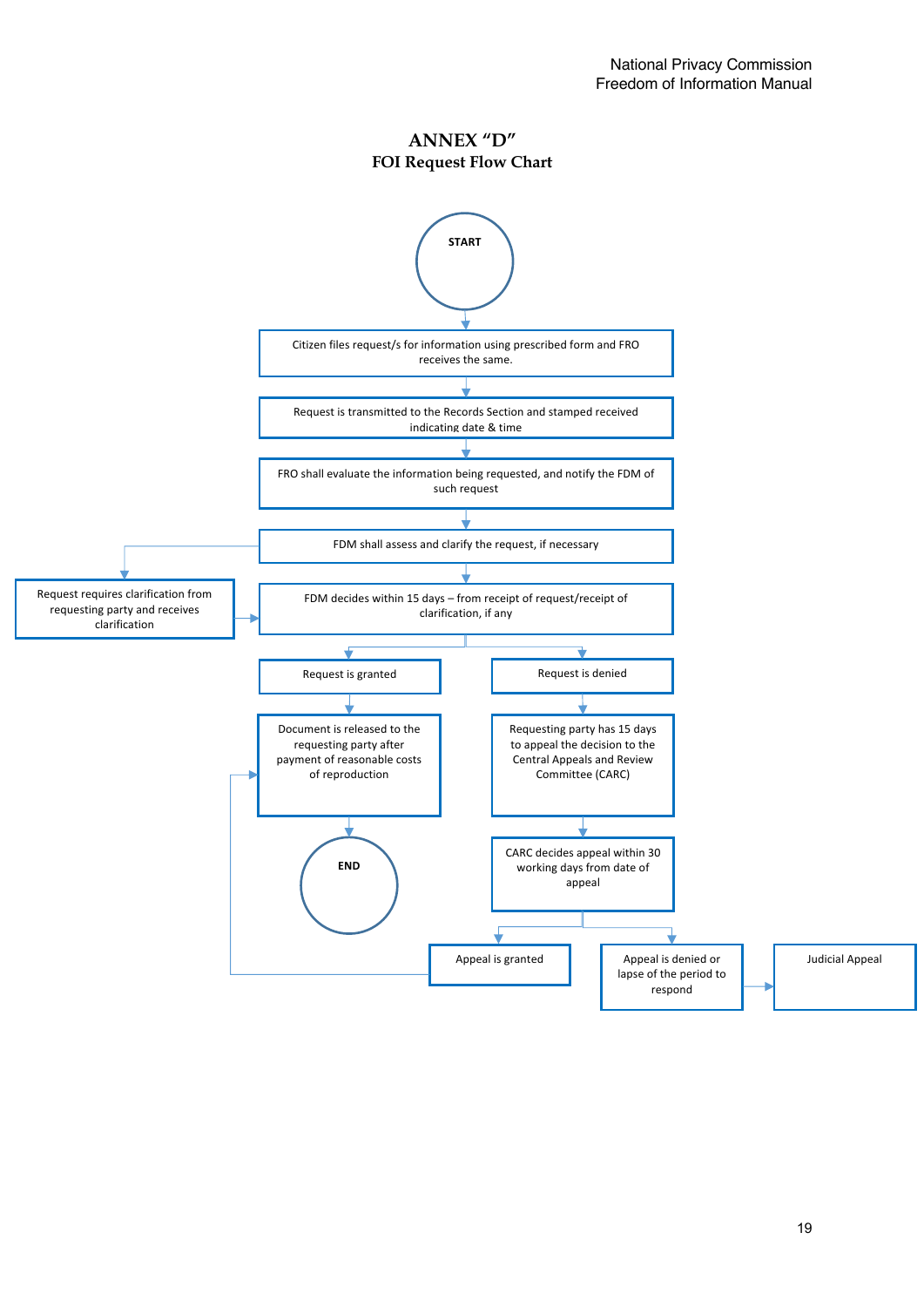# ANNEX "D"
## FOI Request Flow Chart

START

Citizen files request/s for information using prescribed form and FRO receives the same.

Request is transmitted to the Records Section and stamped received indicating date & time

FRO shall evaluate the information being requested, and notify the FDM of such request

FDM shall assess and clarify the request, if necessary

Request requires clarification from requesting party and receives clarification

FDM decides within 15 days – from receipt of request/receipt of clarification, if any

Request is granted

Request is denied

Document is released to the requesting party after payment of reasonable costs of reproduction

Requesting party has 15 days to appeal the decision to the Central Appeals and Review Committee (CARC)

END

CARC decides appeal within 30 working days from date of appeal

Appeal is granted

Appeal is denied or lapse of the period to respond

Judicial Appeal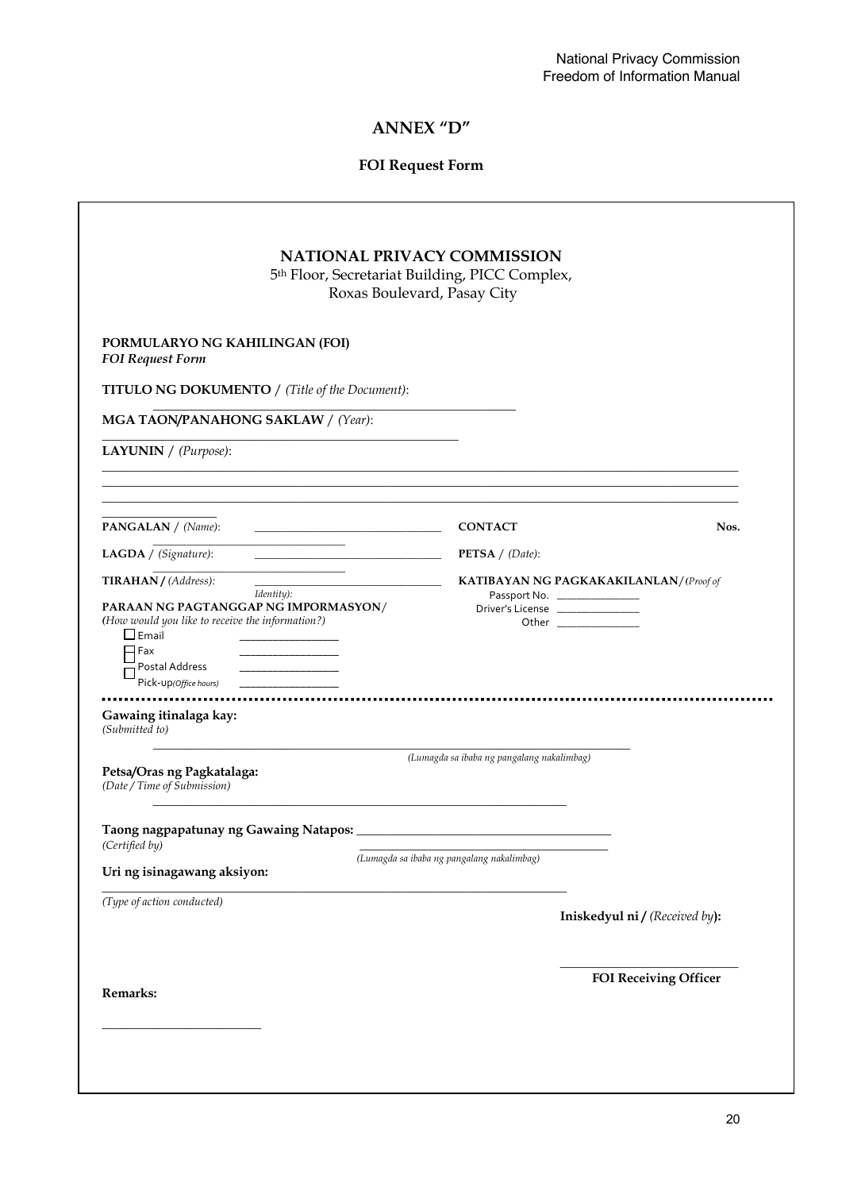# ANNEX "D"

## FOI Request Form

**NATIONAL PRIVACY COMMISSION**
5th Floor, Secretariat Building, PICC Complex,
Roxas Boulevard, Pasay City

**PORMULARYO NG KAHILINGAN (FOI)**
*FOI Request Form*

**TITULO NG DOKUMENTO** / *(Title of the Document)*: ______________________________

**MGA TAON/PANAHONG SAKLAW** / *(Year)*: ______________________________

**LAYUNIN** / *(Purpose)*:

______________________________________________________________________________

______________________________________________________________________________

______________________________________________________________________________

**PANGALAN** / *(Name)*: ______________________________ **CONTACT** ______________ **Nos.**

**LAGDA** / *(Signature)*: ______________________________ **PETSA** / *(Date)*: ______________

**TIRAHAN /** *(Address)*: ______________________________ **KATIBAYAN NG PAGKAKAKILANLAN**/ *(Proof of Identity)*:

- Passport No. ______________
- Driver's License ______________
- Other ______________

**PARAAN NG PAGTANGGAP NG IMPORMASYON**/
**(***How would you like to receive the information?)*

- ☐ Email ______________
- ☐ Fax ______________
- ☐ Postal Address ______________
- ☐ Pick-up *(Office hours)* ______________

---

**Gawaing itinalaga kay:**
*(Submitted to)*

______________________________________________
*(Lumagda sa ibaba ng pangalang nakalimbag)*

**Petsa/Oras ng Pagkatalaga:**
*(Date / Time of Submission)*

______________________________________________

**Taong nagpapatunay ng Gawaing Natapos:** ______________________________
*(Certified by)*
*(Lumagda sa ibaba ng pangalang nakalimbag)*

**Uri ng isinagawang aksiyon:**

______________________________________________
*(Type of action conducted)*

**Iniskedyul ni /** *(Received by)***:**

______________________________
**FOI Receiving Officer**

**Remarks:**

______________________________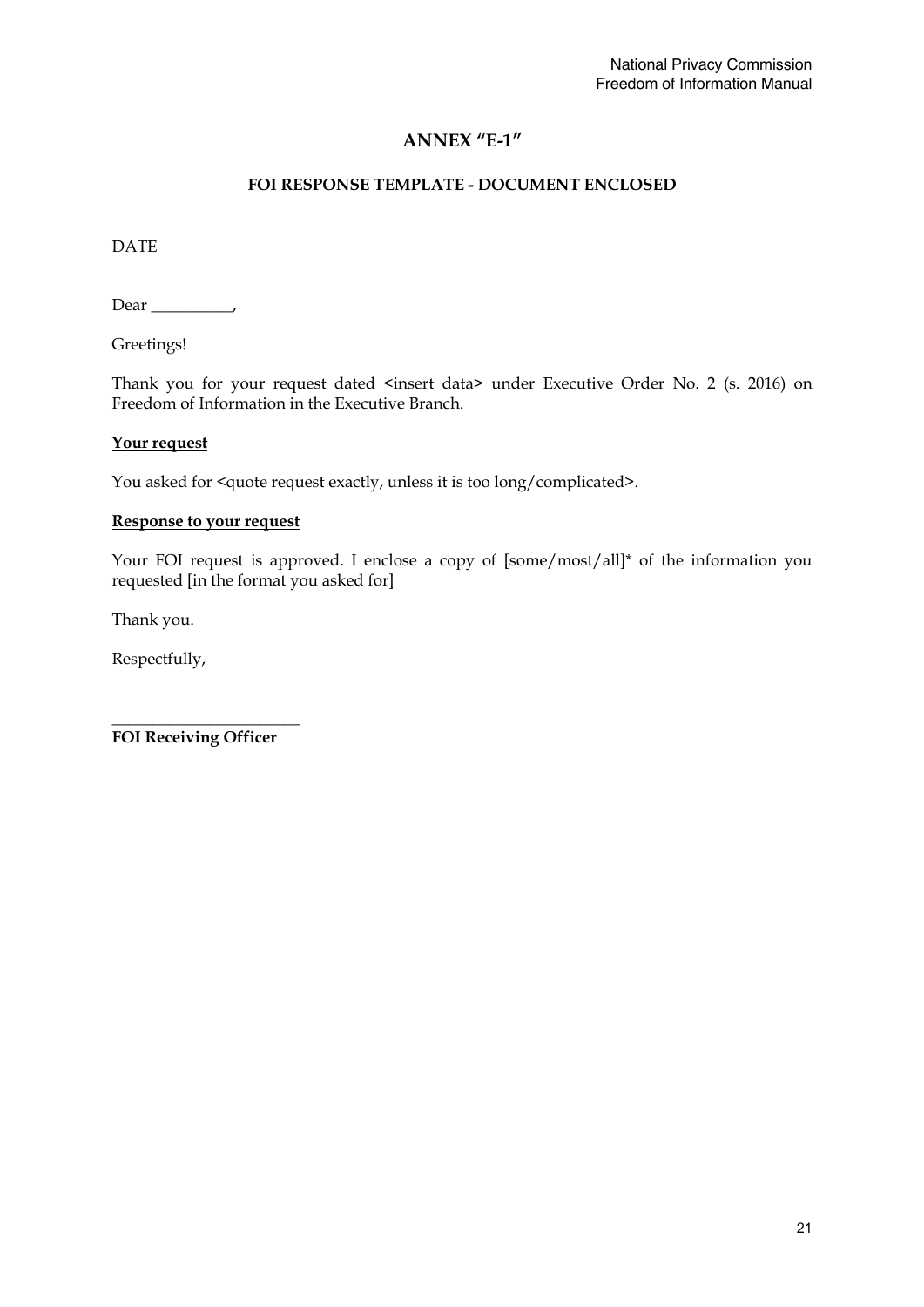# ANNEX "E-1"

## FOI RESPONSE TEMPLATE - DOCUMENT ENCLOSED

DATE

Dear __________,

Greetings!

Thank you for your request dated <insert data> under Executive Order No. 2 (s. 2016) on Freedom of Information in the Executive Branch.

**Your request**

You asked for <quote request exactly, unless it is too long/complicated>.

**Response to your request**

Your FOI request is approved. I enclose a copy of [some/most/all]* of the information you requested [in the format you asked for]

Thank you.

Respectfully,

________________________
**FOI Receiving Officer**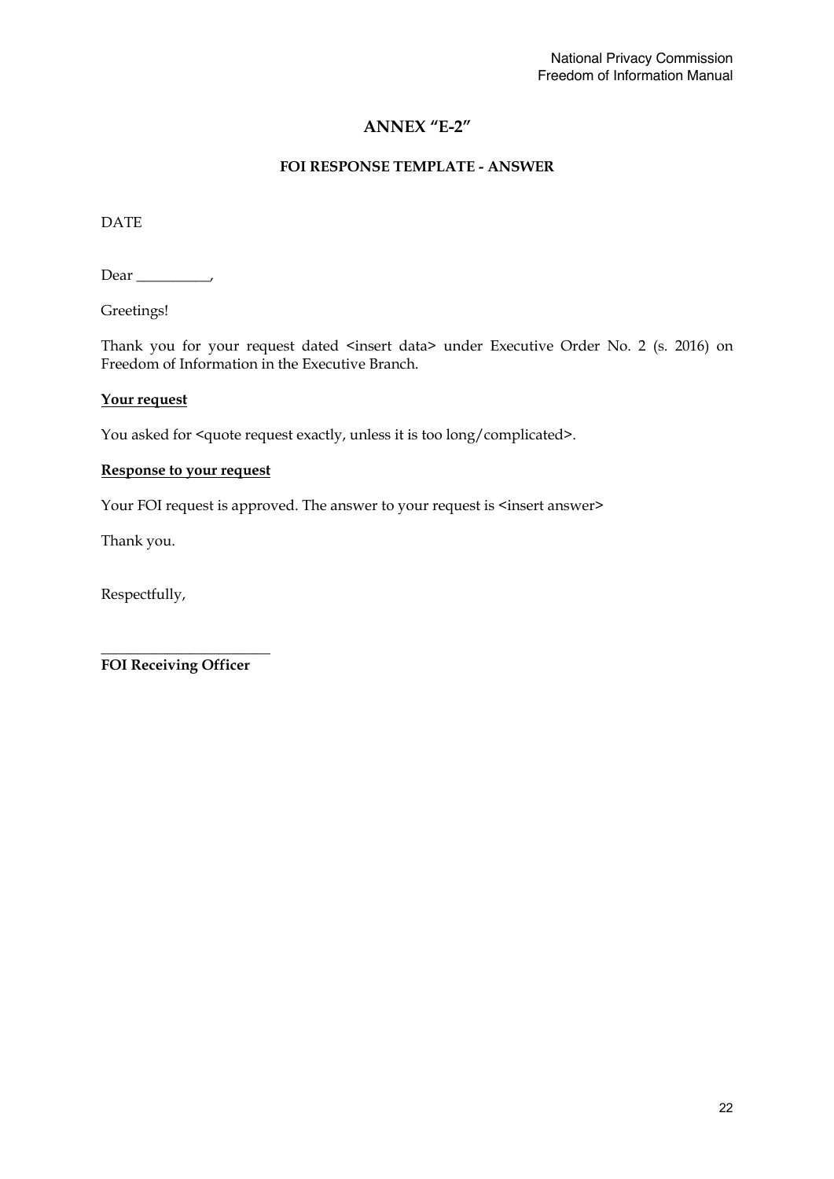# ANNEX "E-2"

## FOI RESPONSE TEMPLATE - ANSWER

DATE

Dear __________,

Greetings!

Thank you for your request dated <insert data> under Executive Order No. 2 (s. 2016) on Freedom of Information in the Executive Branch.

**Your request**

You asked for <quote request exactly, unless it is too long/complicated>.

**Response to your request**

Your FOI request is approved. The answer to your request is <insert answer>

Thank you.

Respectfully,

_______________________

**FOI Receiving Officer**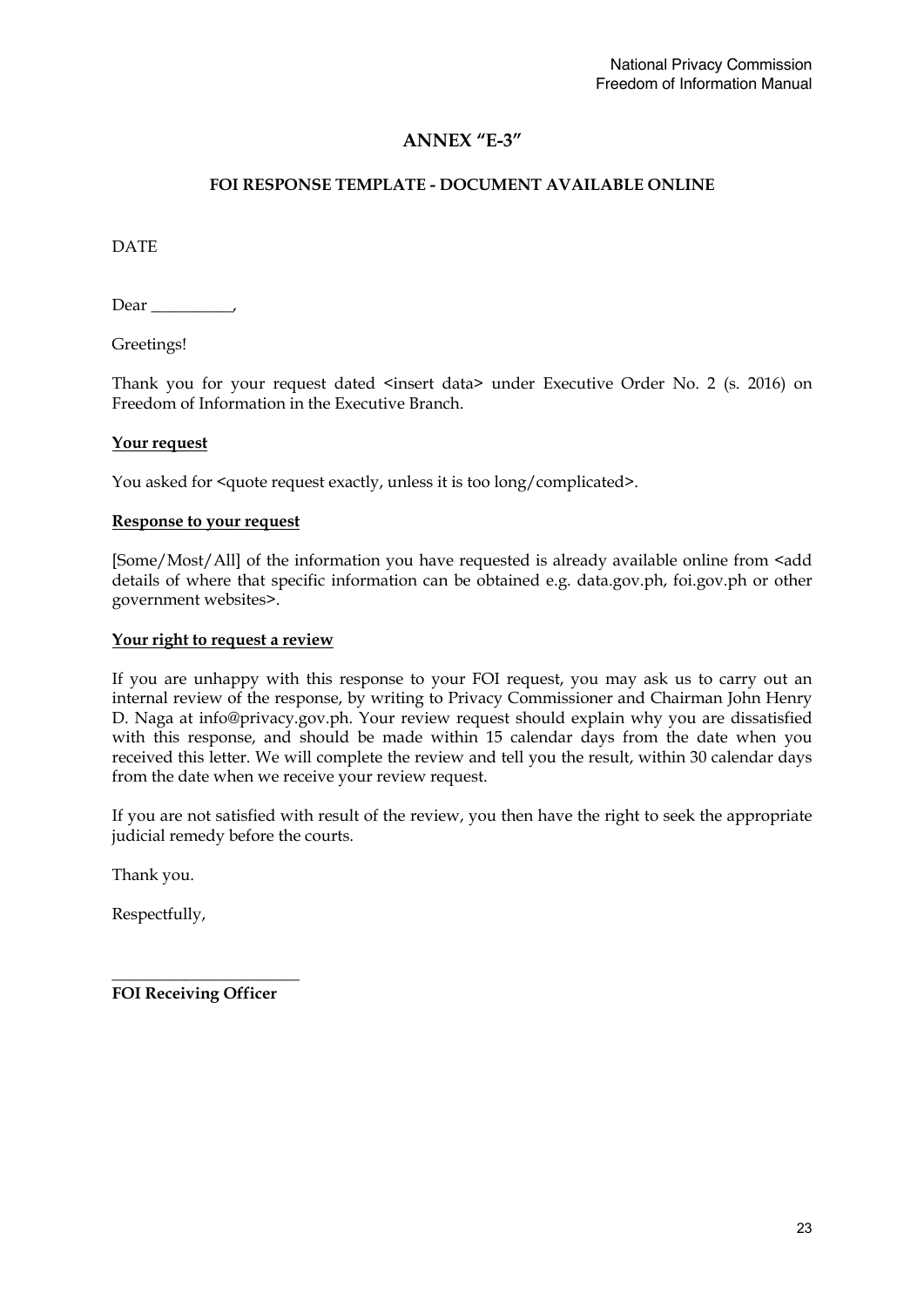# ANNEX "E-3"

## FOI RESPONSE TEMPLATE - DOCUMENT AVAILABLE ONLINE

DATE

Dear __________,

Greetings!

Thank you for your request dated <insert data> under Executive Order No. 2 (s. 2016) on Freedom of Information in the Executive Branch.

**Your request**

You asked for <quote request exactly, unless it is too long/complicated>.

**Response to your request**

[Some/Most/All] of the information you have requested is already available online from <add details of where that specific information can be obtained e.g. data.gov.ph, foi.gov.ph or other government websites>.

**Your right to request a review**

If you are unhappy with this response to your FOI request, you may ask us to carry out an internal review of the response, by writing to Privacy Commissioner and Chairman John Henry D. Naga at info@privacy.gov.ph. Your review request should explain why you are dissatisfied with this response, and should be made within 15 calendar days from the date when you received this letter. We will complete the review and tell you the result, within 30 calendar days from the date when we receive your review request.

If you are not satisfied with result of the review, you then have the right to seek the appropriate judicial remedy before the courts.

Thank you.

Respectfully,

_______________________

**FOI Receiving Officer**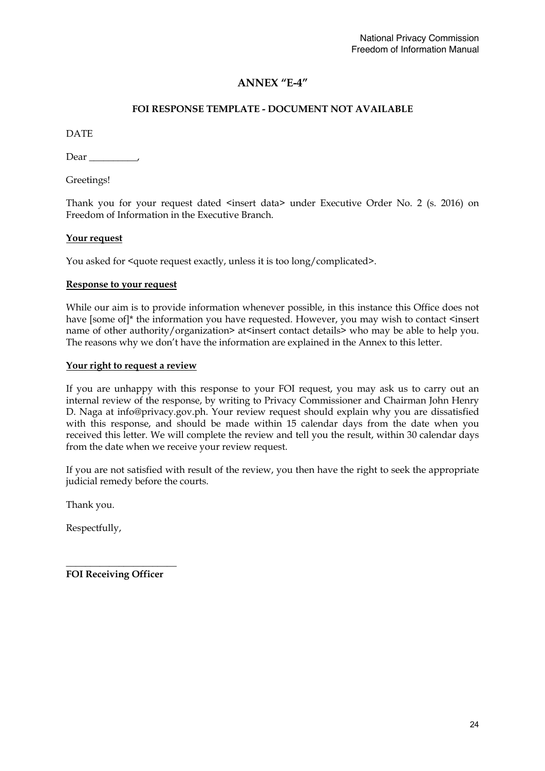# ANNEX "E-4"

## FOI RESPONSE TEMPLATE - DOCUMENT NOT AVAILABLE

DATE

Dear __________,

Greetings!

Thank you for your request dated <insert data> under Executive Order No. 2 (s. 2016) on Freedom of Information in the Executive Branch.

**Your request**

You asked for <quote request exactly, unless it is too long/complicated>.

**Response to your request**

While our aim is to provide information whenever possible, in this instance this Office does not have [some of]* the information you have requested. However, you may wish to contact <insert name of other authority/organization> at<insert contact details> who may be able to help you. The reasons why we don't have the information are explained in the Annex to this letter.

**Your right to request a review**

If you are unhappy with this response to your FOI request, you may ask us to carry out an internal review of the response, by writing to Privacy Commissioner and Chairman John Henry D. Naga at info@privacy.gov.ph. Your review request should explain why you are dissatisfied with this response, and should be made within 15 calendar days from the date when you received this letter. We will complete the review and tell you the result, within 30 calendar days from the date when we receive your review request.

If you are not satisfied with result of the review, you then have the right to seek the appropriate judicial remedy before the courts.

Thank you.

Respectfully,

_______________________
**FOI Receiving Officer**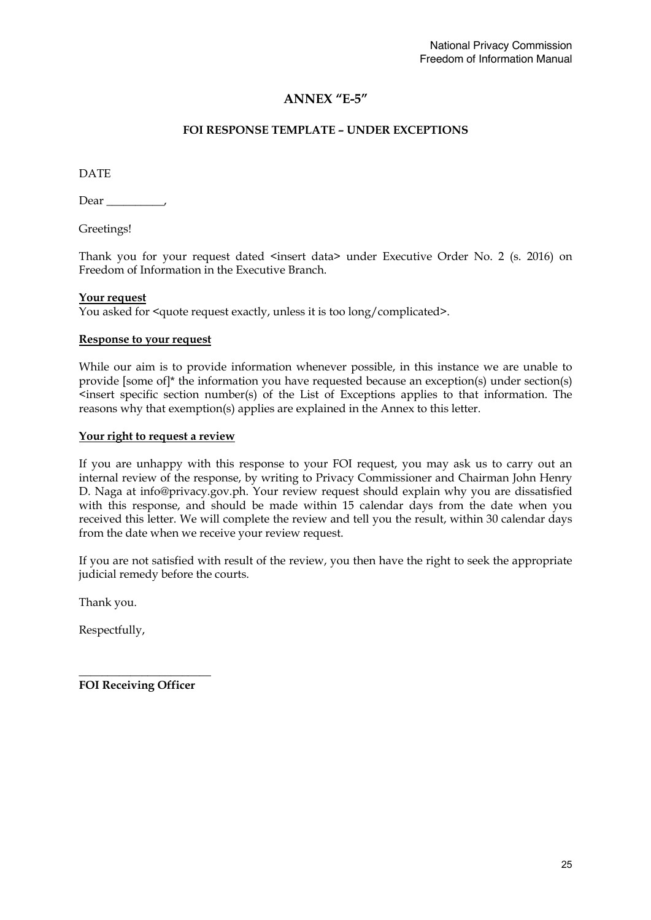# ANNEX "E-5"

## FOI RESPONSE TEMPLATE – UNDER EXCEPTIONS

DATE

Dear __________,

Greetings!

Thank you for your request dated <insert data> under Executive Order No. 2 (s. 2016) on Freedom of Information in the Executive Branch.

**Your request**

You asked for <quote request exactly, unless it is too long/complicated>.

**Response to your request**

While our aim is to provide information whenever possible, in this instance we are unable to provide [some of]* the information you have requested because an exception(s) under section(s) <insert specific section number(s) of the List of Exceptions applies to that information. The reasons why that exemption(s) applies are explained in the Annex to this letter.

**Your right to request a review**

If you are unhappy with this response to your FOI request, you may ask us to carry out an internal review of the response, by writing to Privacy Commissioner and Chairman John Henry D. Naga at info@privacy.gov.ph. Your review request should explain why you are dissatisfied with this response, and should be made within 15 calendar days from the date when you received this letter. We will complete the review and tell you the result, within 30 calendar days from the date when we receive your review request.

If you are not satisfied with result of the review, you then have the right to seek the appropriate judicial remedy before the courts.

Thank you.

Respectfully,

_______________________

**FOI Receiving Officer**